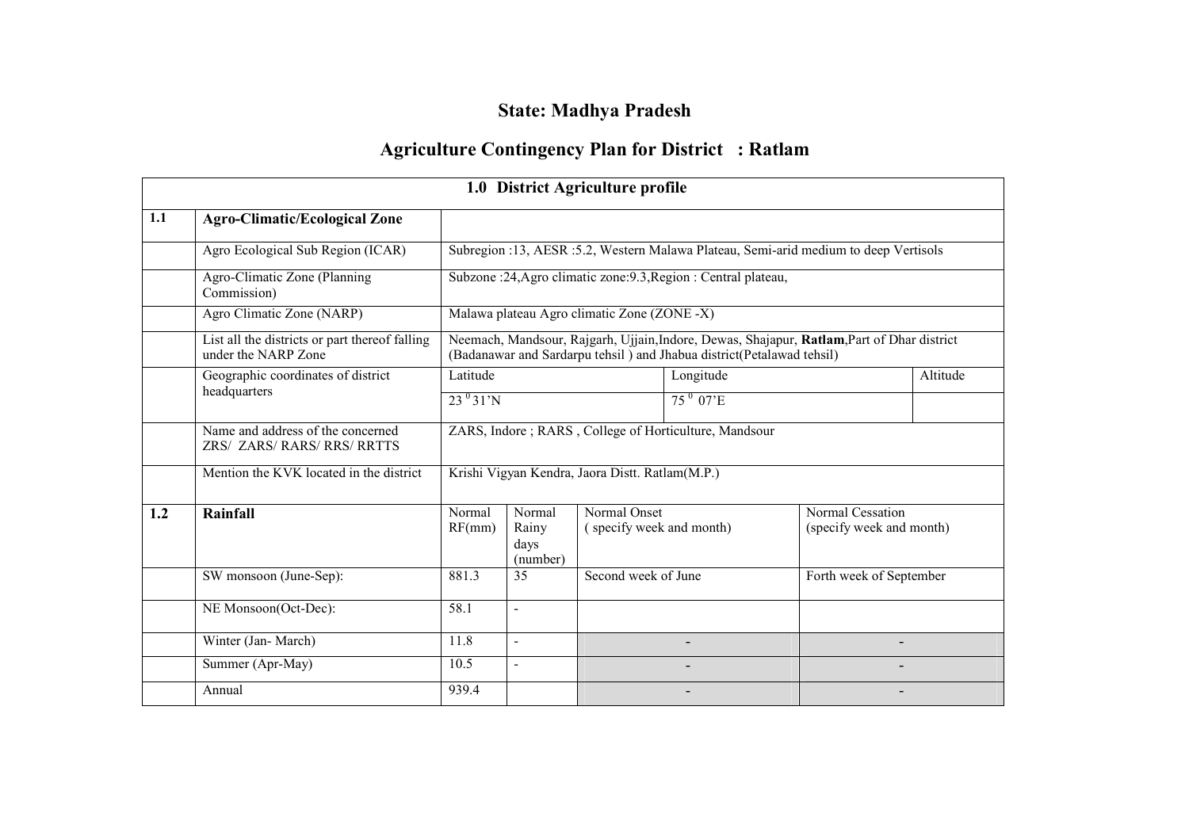# State: Madhya Pradesh

## Agriculture Contingency Plan for District : Ratlam

| 1.0 District Agriculture profile | | | | | | |
|---|---|---|---|---|---|---|
| **1.1** | **Agro-Climatic/Ecological Zone** | | | | | |
| | Agro Ecological Sub Region (ICAR) | Subregion :13, AESR :5.2, Western Malawa Plateau, Semi-arid medium to deep Vertisols | | | | |
| | Agro-Climatic Zone (Planning Commission) | Subzone :24,Agro climatic zone:9.3,Region : Central plateau, | | | | |
| | Agro Climatic Zone (NARP) | Malawa plateau Agro climatic Zone (ZONE -X) | | | | |
| | List all the districts or part thereof falling under the NARP Zone | Neemach, Mandsour, Rajgarh, Ujjain,Indore, Dewas, Shajapur, **Ratlam**,Part of Dhar district (Badanawar and Sardarpu tehsil ) and Jhabua district(Petalawad tehsil) | | | | |
| | Geographic coordinates of district headquarters | Latitude | | Longitude | | Altitude |
| | | 23 $^{0}$ 31'N | | 75 $^{0}$ 07'E | | |
| | Name and address of the concerned ZRS/ ZARS/ RARS/ RRS/ RRTTS | ZARS, Indore ; RARS , College of Horticulture, Mandsour | | | | |
| | Mention the KVK located in the district | Krishi Vigyan Kendra, Jaora Distt. Ratlam(M.P.) | | | | |
| **1.2** | **Rainfall** | Normal RF(mm) | Normal Rainy days (number) | Normal Onset ( specify week and month) | | Normal Cessation (specify week and month) |
| | SW monsoon (June-Sep): | 881.3 | 35 | Second week of June | | Forth week of September |
| | NE Monsoon(Oct-Dec): | 58.1 | - | | | |
| | Winter (Jan- March) | 11.8 | - | - | | - |
| | Summer (Apr-May) | 10.5 | - | - | | - |
| | Annual | 939.4 | | - | | - |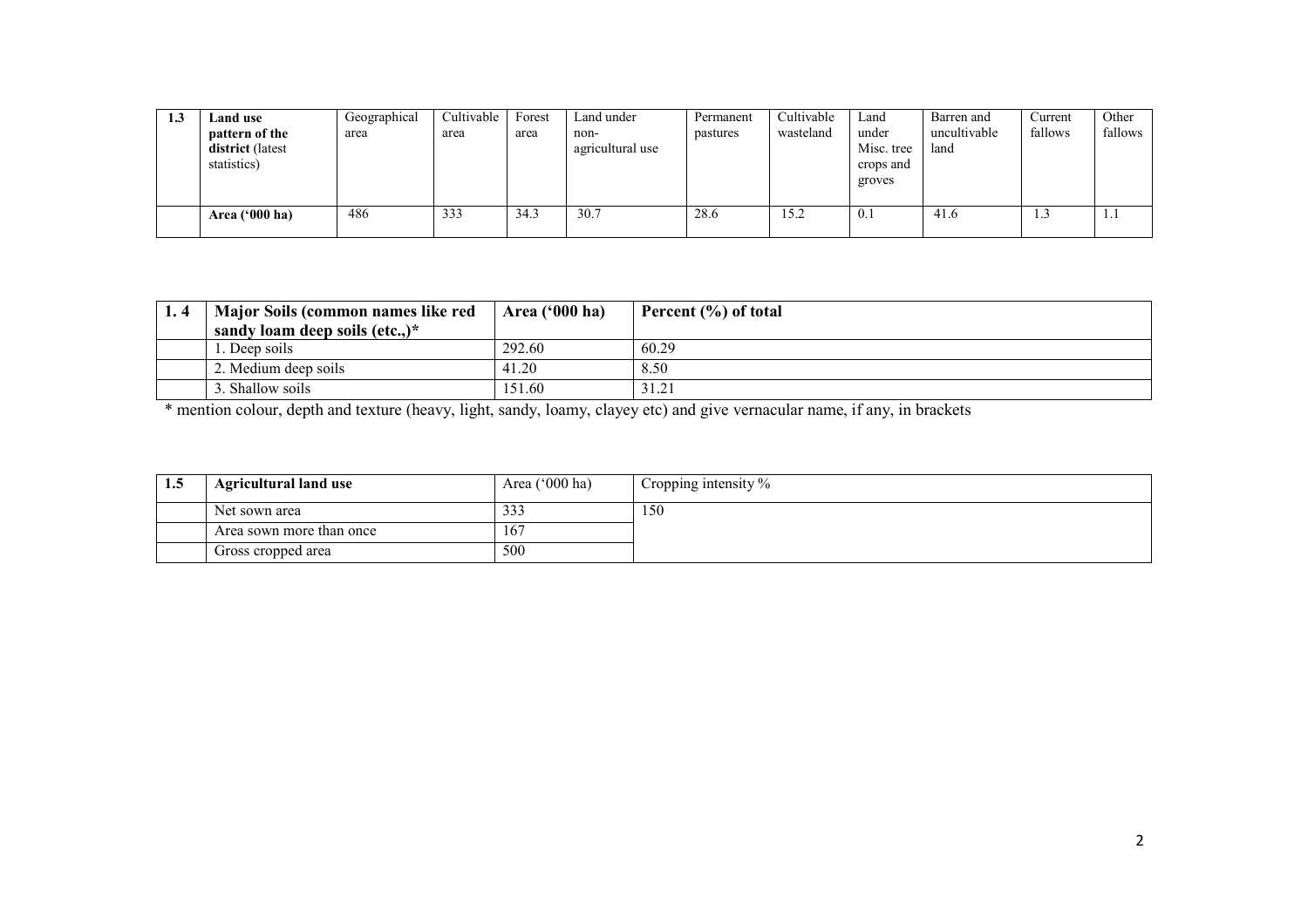| 1.3 | Land use pattern of the district (latest statistics) | Geographical area | Cultivable area | Forest area | Land under non-agricultural use | Permanent pastures | Cultivable wasteland | Land under Misc. tree crops and groves | Barren and uncultivable land | Current fallows | Other fallows |
|---|---|---|---|---|---|---|---|---|---|---|---|
| | **Area ('000 ha)** | 486 | 333 | 34.3 | 30.7 | 28.6 | 15.2 | 0.1 | 41.6 | 1.3 | 1.1 |

| 1. 4 | Major Soils (common names like red sandy loam deep soils (etc.,)* | Area ('000 ha) | Percent (%) of total |
|---|---|---|---|
| | 1. Deep soils | 292.60 | 60.29 |
| | 2. Medium deep soils | 41.20 | 8.50 |
| | 3. Shallow soils | 151.60 | 31.21 |

* mention colour, depth and texture (heavy, light, sandy, loamy, clayey etc) and give vernacular name, if any, in brackets

| 1.5 | Agricultural land use | Area ('000 ha) | Cropping intensity % |
|---|---|---|---|
| | Net sown area | 333 | 150 |
| | Area sown more than once | 167 | |
| | Gross cropped area | 500 | |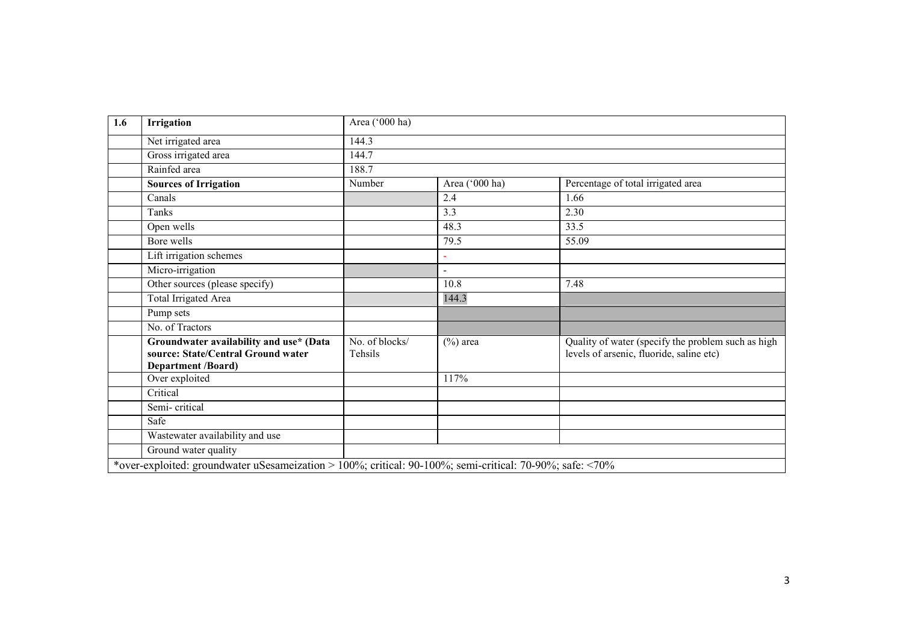| 1.6 | Irrigation | Area ('000 ha) | | |
|---|---|---|---|---|
| | Net irrigated area | 144.3 | | |
| | Gross irrigated area | 144.7 | | |
| | Rainfed area | 188.7 | | |
| | **Sources of Irrigation** | Number | Area ('000 ha) | Percentage of total irrigated area |
| | Canals | | 2.4 | 1.66 |
| | Tanks | | 3.3 | 2.30 |
| | Open wells | | 48.3 | 33.5 |
| | Bore wells | | 79.5 | 55.09 |
| | Lift irrigation schemes | | - | |
| | Micro-irrigation | | - | |
| | Other sources (please specify) | | 10.8 | 7.48 |
| | Total Irrigated Area | | 144.3 | |
| | Pump sets | | | |
| | No. of Tractors | | | |
| | **Groundwater availability and use* (Data source: State/Central Ground water Department /Board)** | No. of blocks/ Tehsils | (%) area | Quality of water (specify the problem such as high levels of arsenic, fluoride, saline etc) |
| | Over exploited | | 117% | |
| | Critical | | | |
| | Semi- critical | | | |
| | Safe | | | |
| | Wastewater availability and use | | | |
| | Ground water quality | | | |

*over-exploited: groundwater uSesameization > 100%; critical: 90-100%; semi-critical: 70-90%; safe: <70%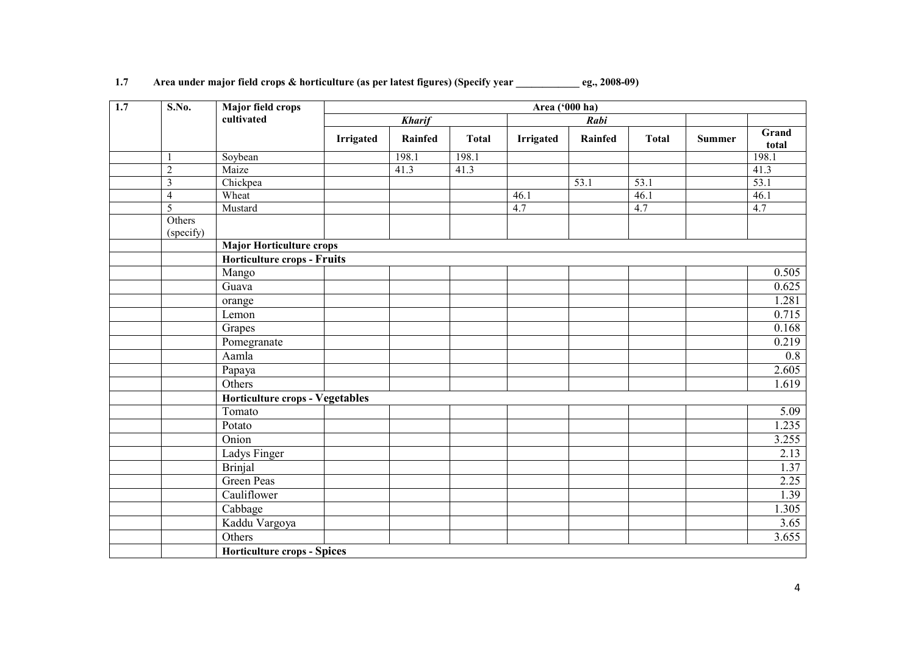**1.7 Area under major field crops & horticulture (as per latest figures) (Specify year ____________ eg., 2008-09)**

| 1.7 | S.No. | Major field crops cultivated | Area ('000 ha) | | | | | | | |
|---|---|---|---|---|---|---|---|---|---|---|
| | | | *Kharif* | | | *Rabi* | | | | |
| | | | **Irrigated** | **Rainfed** | **Total** | **Irrigated** | **Rainfed** | **Total** | **Summer** | **Grand total** |
| | 1 | Soybean | | 198.1 | 198.1 | | | | | 198.1 |
| | 2 | Maize | | 41.3 | 41.3 | | | | | 41.3 |
| | 3 | Chickpea | | | | | 53.1 | 53.1 | | 53.1 |
| | 4 | Wheat | | | | 46.1 | | 46.1 | | 46.1 |
| | 5 | Mustard | | | | 4.7 | | 4.7 | | 4.7 |
| | Others (specify) | | | | | | | | | |
| | | **Major Horticulture crops** | | | | | | | | |
| | | **Horticulture crops - Fruits** | | | | | | | | |
| | | Mango | | | | | | | | 0.505 |
| | | Guava | | | | | | | | 0.625 |
| | | orange | | | | | | | | 1.281 |
| | | Lemon | | | | | | | | 0.715 |
| | | Grapes | | | | | | | | 0.168 |
| | | Pomegranate | | | | | | | | 0.219 |
| | | Aamla | | | | | | | | 0.8 |
| | | Papaya | | | | | | | | 2.605 |
| | | Others | | | | | | | | 1.619 |
| | | **Horticulture crops - Vegetables** | | | | | | | | |
| | | Tomato | | | | | | | | 5.09 |
| | | Potato | | | | | | | | 1.235 |
| | | Onion | | | | | | | | 3.255 |
| | | Ladys Finger | | | | | | | | 2.13 |
| | | Brinjal | | | | | | | | 1.37 |
| | | Green Peas | | | | | | | | 2.25 |
| | | Cauliflower | | | | | | | | 1.39 |
| | | Cabbage | | | | | | | | 1.305 |
| | | Kaddu Vargoya | | | | | | | | 3.65 |
| | | Others | | | | | | | | 3.655 |
| | | **Horticulture crops - Spices** | | | | | | | | |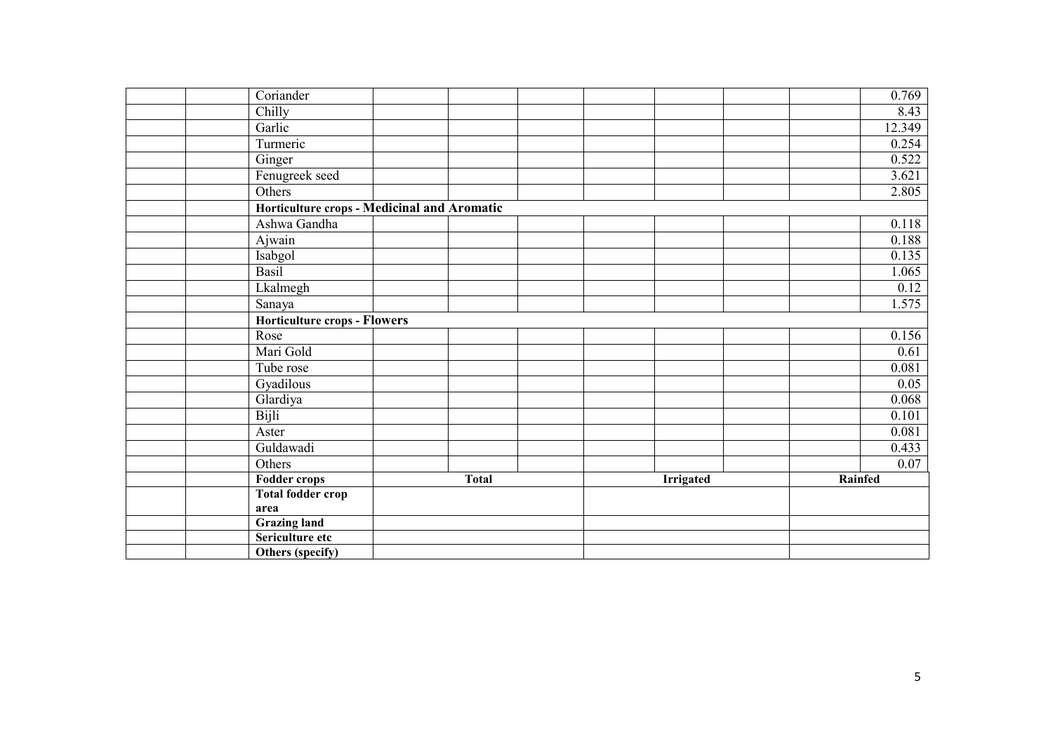| | | | | | | | | | |
|---|---|---|---|---|---|---|---|---|---|
| | | Coriander | | | | | | | 0.769 |
| | | Chilly | | | | | | | 8.43 |
| | | Garlic | | | | | | | 12.349 |
| | | Turmeric | | | | | | | 0.254 |
| | | Ginger | | | | | | | 0.522 |
| | | Fenugreek seed | | | | | | | 3.621 |
| | | Others | | | | | | | 2.805 |
| | | **Horticulture crops - Medicinal and Aromatic** | | | | | | | |
| | | Ashwa Gandha | | | | | | | 0.118 |
| | | Ajwain | | | | | | | 0.188 |
| | | Isabgol | | | | | | | 0.135 |
| | | Basil | | | | | | | 1.065 |
| | | Lkalmegh | | | | | | | 0.12 |
| | | Sanaya | | | | | | | 1.575 |
| | | **Horticulture crops - Flowers** | | | | | | | |
| | | Rose | | | | | | | 0.156 |
| | | Mari Gold | | | | | | | 0.61 |
| | | Tube rose | | | | | | | 0.081 |
| | | Gyadilous | | | | | | | 0.05 |
| | | Glardiya | | | | | | | 0.068 |
| | | Bijli | | | | | | | 0.101 |
| | | Aster | | | | | | | 0.081 |
| | | Guldawadi | | | | | | | 0.433 |
| | | Others | | | | | | | 0.07 |
| | | **Fodder crops** | **Total** | | | **Irrigated** | | | **Rainfed** |
| | | **Total fodder crop area** | | | | | | | |
| | | **Grazing land** | | | | | | | |
| | | **Sericulture etc** | | | | | | | |
| | | **Others (specify)** | | | | | | | |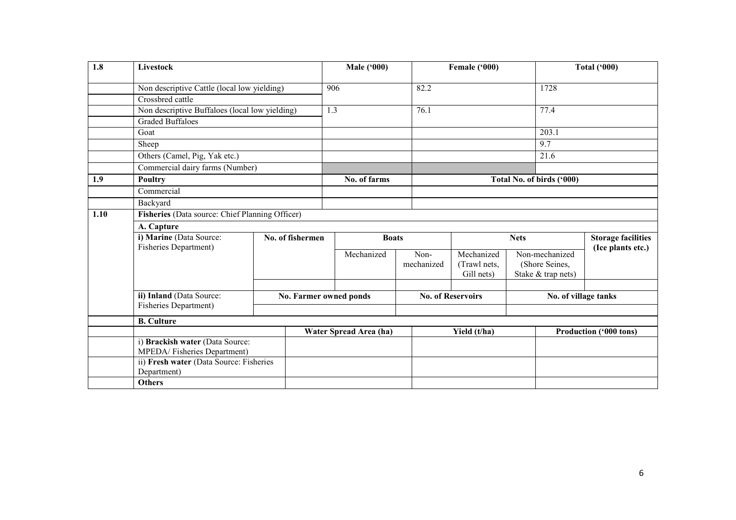| 1.8 | Livestock | | | Male ('000) | | Female ('000) | | | Total ('000) | |
|---|---|---|---|---|---|---|---|---|---|---|
| | Non descriptive Cattle (local low yielding) | | | 906 | | 82.2 | | | 1728 | |
| | Crossbred cattle | | | | | | | | | |
| | Non descriptive Buffaloes (local low yielding) | | | 1.3 | | 76.1 | | | 77.4 | |
| | Graded Buffaloes | | | | | | | | | |
| | Goat | | | | | | | | 203.1 | |
| | Sheep | | | | | | | | 9.7 | |
| | Others (Camel, Pig, Yak etc.) | | | | | | | | 21.6 | |
| | Commercial dairy farms (Number) | | | | | | | | | |
| 1.9 | Poultry | | | No. of farms | | Total No. of birds ('000) | | | | |
| | Commercial | | | | | | | | | |
| | Backyard | | | | | | | | | |
| 1.10 | Fisheries (Data source: Chief Planning Officer) | | | | | | | | | |
| | A. Capture | | | | | | | | | |
| | i) Marine (Data Source: Fisheries Department) | No. of fishermen | | Boats | | | Nets | | | Storage facilities (Ice plants etc.) |
| | | | | Mechanized | Non-mechanized | | Mechanized (Trawl nets, Gill nets) | Non-mechanized (Shore Seines, Stake & trap nets) | | |
| | | | | | | | | | | |
| | ii) Inland (Data Source: Fisheries Department) | No. Farmer owned ponds | | | No. of Reservoirs | | | No. of village tanks | | |
| | | | | | | | | | | |
| | B. Culture | | | | | | | | | |
| | | | Water Spread Area (ha) | | | Yield (t/ha) | | | Production ('000 tons) | |
| | i) Brackish water (Data Source: MPEDA/ Fisheries Department) | | | | | | | | | |
| | ii) Fresh water (Data Source: Fisheries Department) | | | | | | | | | |
| | Others | | | | | | | | | |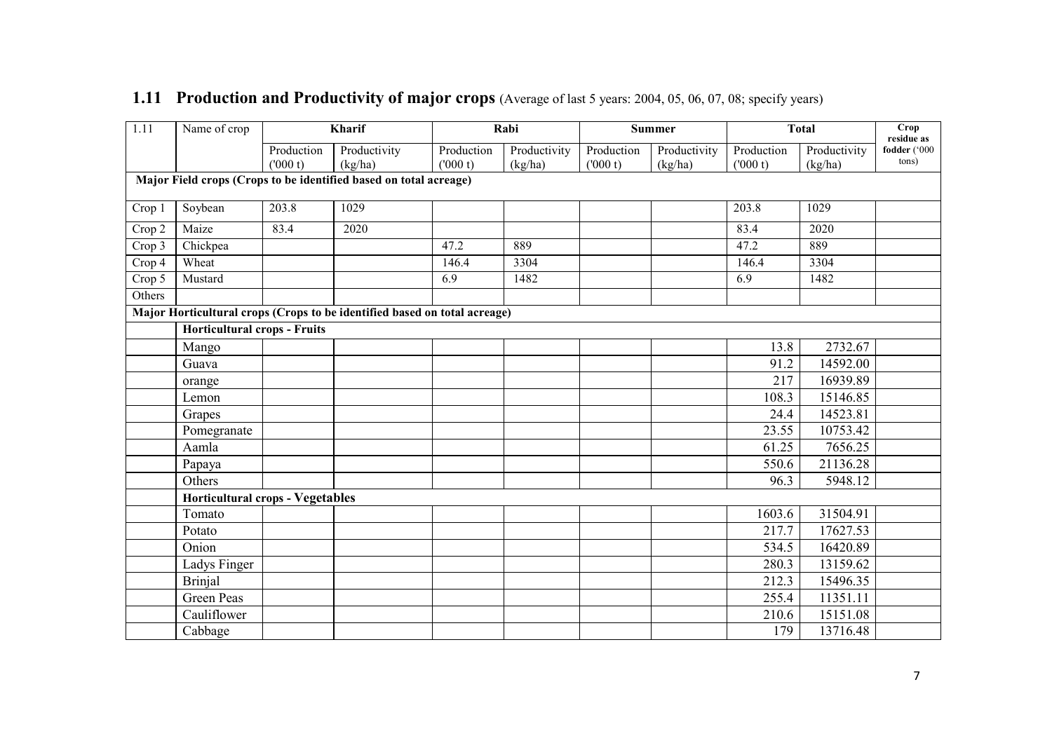## 1.11 Production and Productivity of major crops (Average of last 5 years: 2004, 05, 06, 07, 08; specify years)

| 1.11 | Name of crop | Kharif | | Rabi | | Summer | | Total | | Crop residue as fodder ('000 tons) |
|---|---|---|---|---|---|---|---|---|---|---|
| | | Production ('000 t) | Productivity (kg/ha) | Production ('000 t) | Productivity (kg/ha) | Production ('000 t) | Productivity (kg/ha) | Production ('000 t) | Productivity (kg/ha) | |
| **Major Field crops (Crops to be identified based on total acreage)** | | | | | | | | | | |
| Crop 1 | Soybean | 203.8 | 1029 | | | | | 203.8 | 1029 | |
| Crop 2 | Maize | 83.4 | 2020 | | | | | 83.4 | 2020 | |
| Crop 3 | Chickpea | | | 47.2 | 889 | | | 47.2 | 889 | |
| Crop 4 | Wheat | | | 146.4 | 3304 | | | 146.4 | 3304 | |
| Crop 5 | Mustard | | | 6.9 | 1482 | | | 6.9 | 1482 | |
| Others | | | | | | | | | | |
| **Major Horticultural crops (Crops to be identified based on total acreage)** | | | | | | | | | | |
| | **Horticultural crops - Fruits** | | | | | | | | | |
| | Mango | | | | | | | 13.8 | 2732.67 | |
| | Guava | | | | | | | 91.2 | 14592.00 | |
| | orange | | | | | | | 217 | 16939.89 | |
| | Lemon | | | | | | | 108.3 | 15146.85 | |
| | Grapes | | | | | | | 24.4 | 14523.81 | |
| | Pomegranate | | | | | | | 23.55 | 10753.42 | |
| | Aamla | | | | | | | 61.25 | 7656.25 | |
| | Papaya | | | | | | | 550.6 | 21136.28 | |
| | Others | | | | | | | 96.3 | 5948.12 | |
| | **Horticultural crops - Vegetables** | | | | | | | | | |
| | Tomato | | | | | | | 1603.6 | 31504.91 | |
| | Potato | | | | | | | 217.7 | 17627.53 | |
| | Onion | | | | | | | 534.5 | 16420.89 | |
| | Ladys Finger | | | | | | | 280.3 | 13159.62 | |
| | Brinjal | | | | | | | 212.3 | 15496.35 | |
| | Green Peas | | | | | | | 255.4 | 11351.11 | |
| | Cauliflower | | | | | | | 210.6 | 15151.08 | |
| | Cabbage | | | | | | | 179 | 13716.48 | |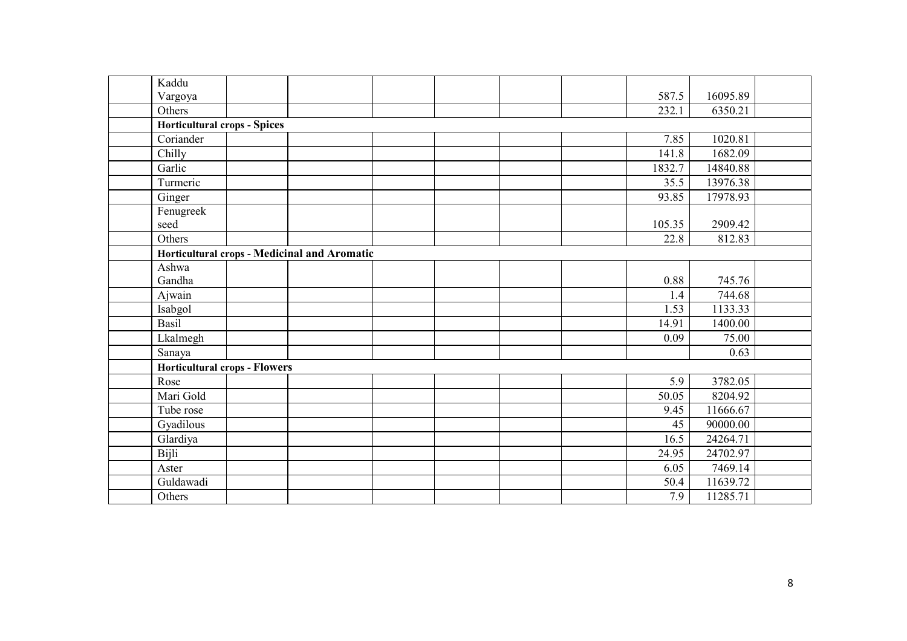| | | | | | | | | | | |
|---|---|---|---|---|---|---|---|---|---|---|
| | Kaddu Vargoya | | | | | | | 587.5 | 16095.89 | |
| | Others | | | | | | | 232.1 | 6350.21 | |
| | **Horticultural crops - Spices** | | | | | | | | | |
| | Coriander | | | | | | | 7.85 | 1020.81 | |
| | Chilly | | | | | | | 141.8 | 1682.09 | |
| | Garlic | | | | | | | 1832.7 | 14840.88 | |
| | Turmeric | | | | | | | 35.5 | 13976.38 | |
| | Ginger | | | | | | | 93.85 | 17978.93 | |
| | Fenugreek seed | | | | | | | 105.35 | 2909.42 | |
| | Others | | | | | | | 22.8 | 812.83 | |
| | **Horticultural crops - Medicinal and Aromatic** | | | | | | | | | |
| | Ashwa Gandha | | | | | | | 0.88 | 745.76 | |
| | Ajwain | | | | | | | 1.4 | 744.68 | |
| | Isabgol | | | | | | | 1.53 | 1133.33 | |
| | Basil | | | | | | | 14.91 | 1400.00 | |
| | Lkalmegh | | | | | | | 0.09 | 75.00 | |
| | Sanaya | | | | | | | | 0.63 | |
| | **Horticultural crops - Flowers** | | | | | | | | | |
| | Rose | | | | | | | 5.9 | 3782.05 | |
| | Mari Gold | | | | | | | 50.05 | 8204.92 | |
| | Tube rose | | | | | | | 9.45 | 11666.67 | |
| | Gyadilous | | | | | | | 45 | 90000.00 | |
| | Glardiya | | | | | | | 16.5 | 24264.71 | |
| | Bijli | | | | | | | 24.95 | 24702.97 | |
| | Aster | | | | | | | 6.05 | 7469.14 | |
| | Guldawadi | | | | | | | 50.4 | 11639.72 | |
| | Others | | | | | | | 7.9 | 11285.71 | |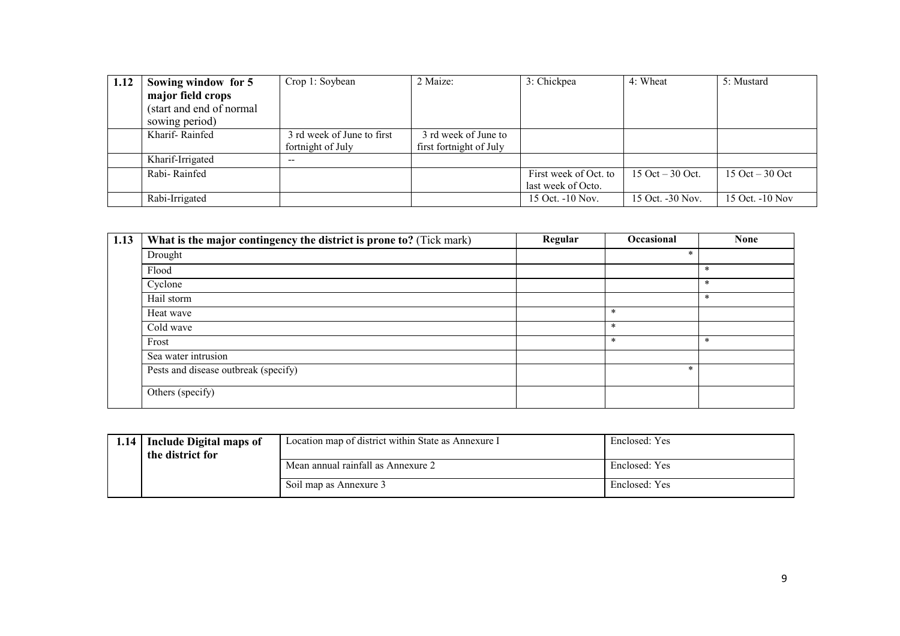| 1.12 | Sowing window for 5 major field crops (start and end of normal sowing period) | Crop 1: Soybean | 2 Maize: | 3: Chickpea | 4: Wheat | 5: Mustard |
|---|---|---|---|---|---|---|
| | Kharif- Rainfed | 3 rd week of June to first fortnight of July | 3 rd week of June to first fortnight of July | | | |
| | Kharif-Irrigated | -- | | | | |
| | Rabi- Rainfed | | | First week of Oct. to last week of Octo. | 15 Oct – 30 Oct. | 15 Oct – 30 Oct |
| | Rabi-Irrigated | | | 15 Oct. -10 Nov. | 15 Oct. -30 Nov. | 15 Oct. -10 Nov |

| 1.13 | What is the major contingency the district is prone to? (Tick mark) | Regular | Occasional | None |
|---|---|---|---|---|
| | Drought | | * | |
| | Flood | | | * |
| | Cyclone | | | * |
| | Hail storm | | | * |
| | Heat wave | | * | |
| | Cold wave | | * | |
| | Frost | | * | * |
| | Sea water intrusion | | | |
| | Pests and disease outbreak (specify) | | * | |
| | Others (specify) | | | |

| 1.14 | Include Digital maps of the district for | Location map of district within State as Annexure I | Enclosed: Yes |
|---|---|---|---|
| | | Mean annual rainfall as Annexure 2 | Enclosed: Yes |
| | | Soil map as Annexure 3 | Enclosed: Yes |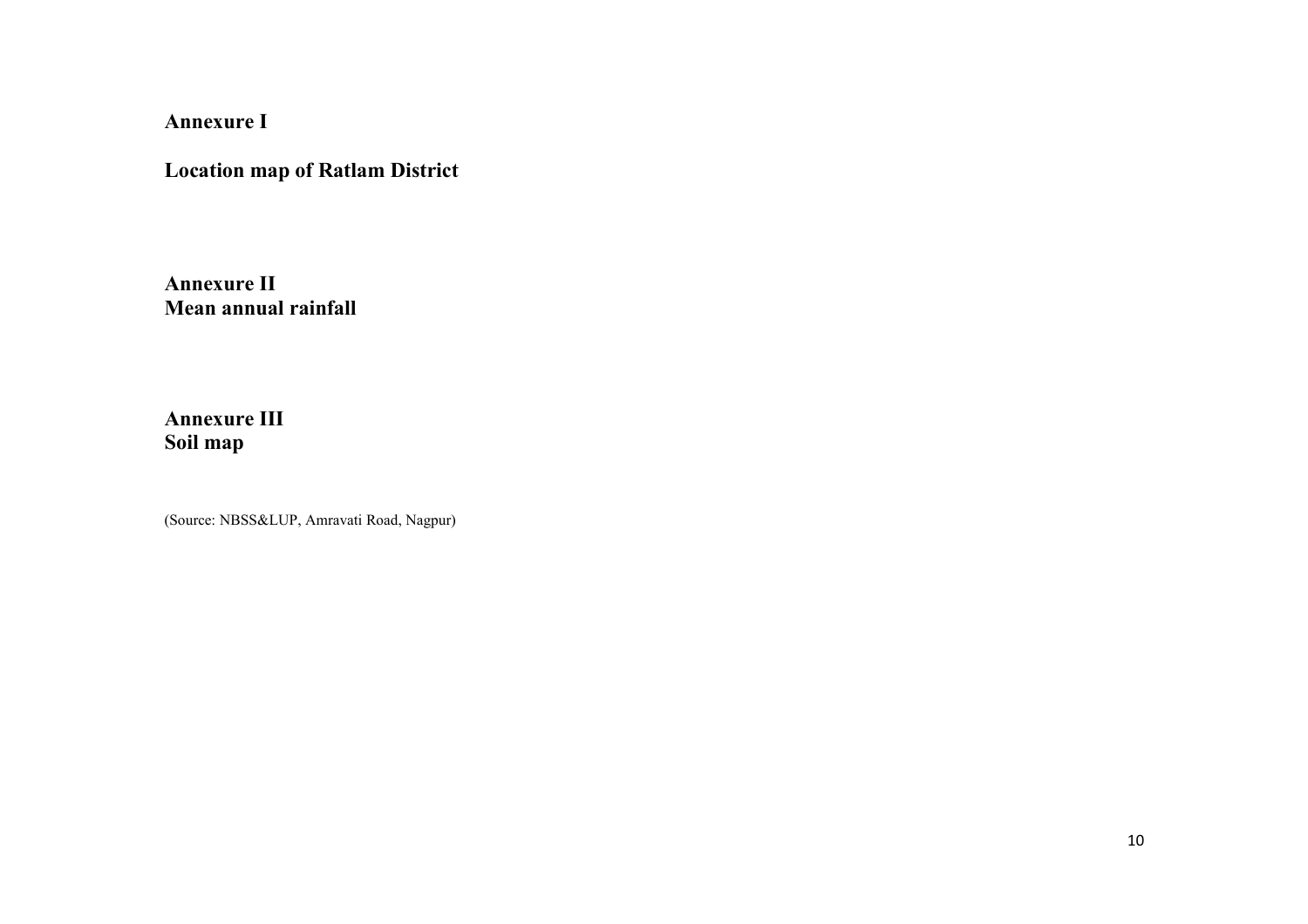**Annexure I**

**Location map of Ratlam District**

**Annexure II**
**Mean annual rainfall**

**Annexure III**
**Soil map**

(Source: NBSS&LUP, Amravati Road, Nagpur)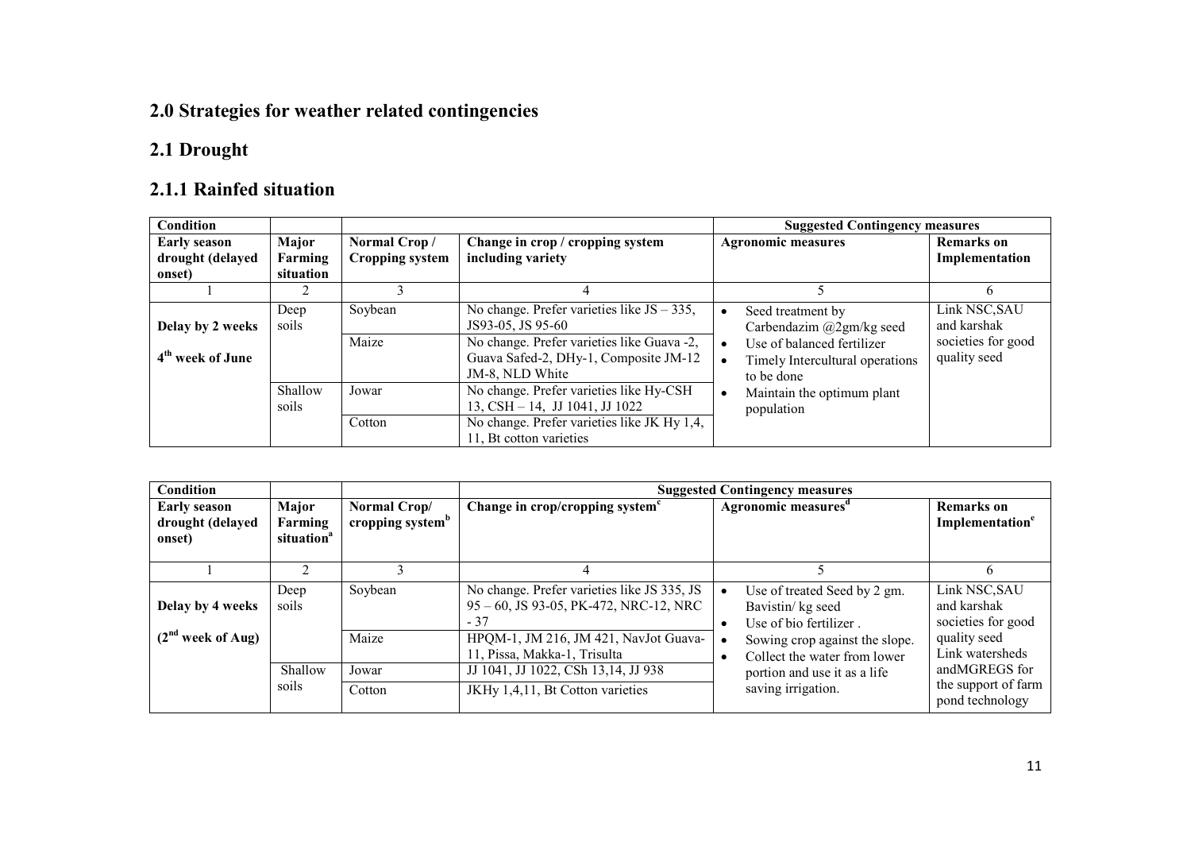# 2.0 Strategies for weather related contingencies

## 2.1 Drought

### 2.1.1 Rainfed situation

| Condition | | | | Suggested Contingency measures | |
|---|---|---|---|---|---|
| **Early season drought (delayed onset)** | **Major Farming situation** | **Normal Crop / Cropping system** | **Change in crop / cropping system including variety** | **Agronomic measures** | **Remarks on Implementation** |
| 1 | 2 | 3 | 4 | 5 | 6 |
| **Delay by 2 weeks**<br>**4th week of June** | Deep soils | Soybean | No change. Prefer varieties like JS – 335, JS93-05, JS 95-60 | • Seed treatment by Carbendazim @2gm/kg seed<br>• Use of balanced fertilizer<br>• Timely Intercultural operations to be done<br>• Maintain the optimum plant population | Link NSC,SAU and karshak societies for good quality seed |
| | | Maize | No change. Prefer varieties like Guava -2, Guava Safed-2, DHy-1, Composite JM-12 JM-8, NLD White | | |
| | Shallow soils | Jowar | No change. Prefer varieties like Hy-CSH 13, CSH – 14, JJ 1041, JJ 1022 | | |
| | | Cotton | No change. Prefer varieties like JK Hy 1,4, 11, Bt cotton varieties | | |

| Condition | | | Suggested Contingency measures | | |
|---|---|---|---|---|---|
| **Early season drought (delayed onset)** | **Major Farming situation[a]** | **Normal Crop/ cropping system[b]** | **Change in crop/cropping system[c]** | **Agronomic measures[d]** | **Remarks on Implementation[e]** |
| 1 | 2 | 3 | 4 | 5 | 6 |
| **Delay by 4 weeks**<br>**(2nd week of Aug)** | Deep soils | Soybean | No change. Prefer varieties like JS 335, JS 95 – 60, JS 93-05, PK-472, NRC-12, NRC - 37 | • Use of treated Seed by 2 gm. Bavistin/ kg seed<br>• Use of bio fertilizer .<br>• Sowing crop against the slope.<br>• Collect the water from lower portion and use it as a life saving irrigation. | Link NSC,SAU and karshak societies for good quality seed Link watersheds andMGREGS for the support of farm pond technology |
| | | Maize | HPQM-1, JM 216, JM 421, NavJot Guava-11, Pissa, Makka-1, Trisulta | | |
| | Shallow soils | Jowar | JJ 1041, JJ 1022, CSh 13,14, JJ 938 | | |
| | | Cotton | JKHy 1,4,11, Bt Cotton varieties | | |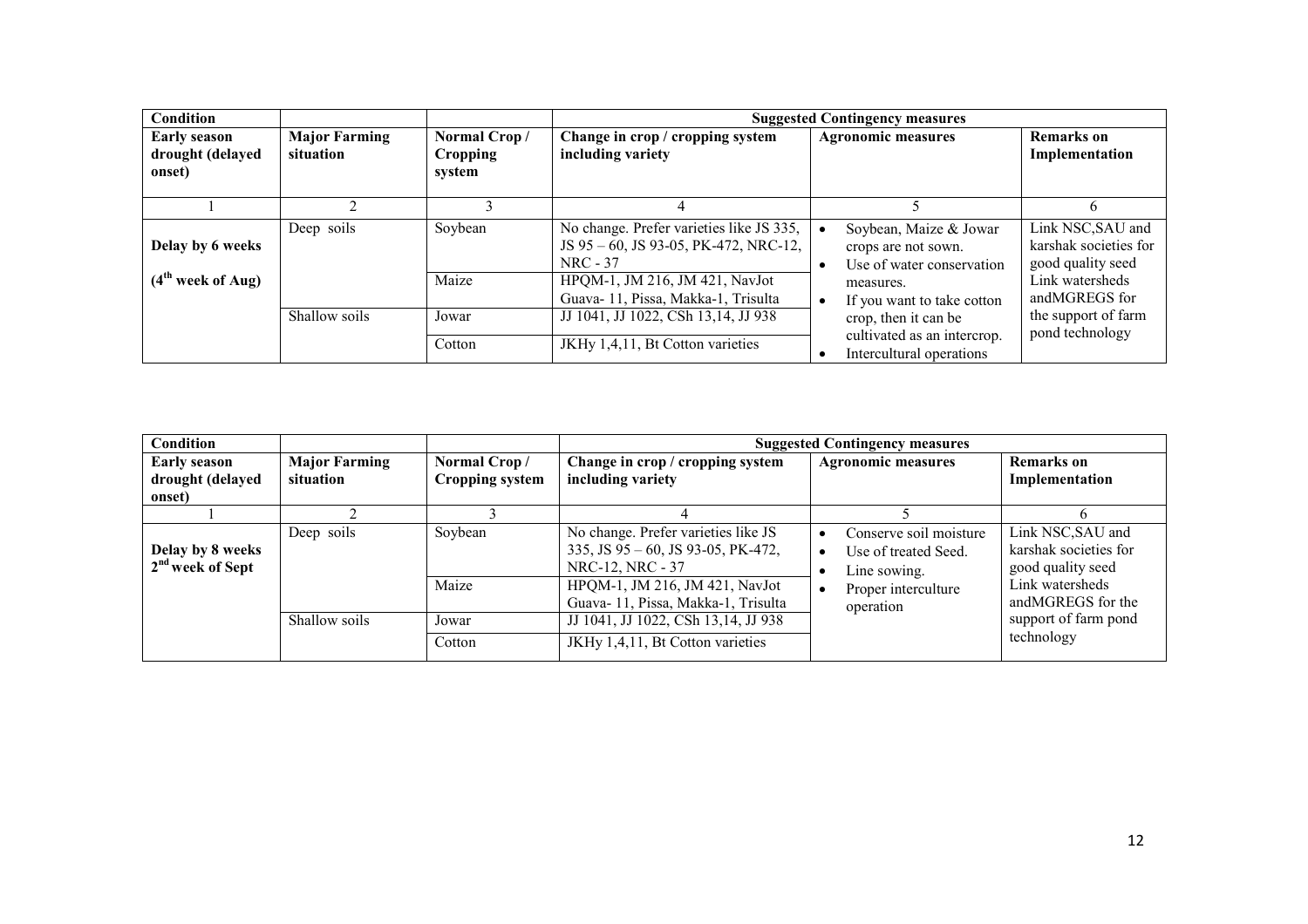| Condition | | | Suggested Contingency measures | | |
|---|---|---|---|---|---|
| **Early season drought (delayed onset)** | **Major Farming situation** | **Normal Crop / Cropping system** | **Change in crop / cropping system including variety** | **Agronomic measures** | **Remarks on Implementation** |
| 1 | 2 | 3 | 4 | 5 | 6 |
| **Delay by 6 weeks ($4^{th}$ week of Aug)** | Deep soils | Soybean | No change. Prefer varieties like JS 335, JS 95 – 60, JS 93-05, PK-472, NRC-12, NRC - 37 | • Soybean, Maize & Jowar crops are not sown. • Use of water conservation measures. • If you want to take cotton crop, then it can be cultivated as an intercrop. • Intercultural operations | Link NSC,SAU and karshak societies for good quality seed Link watersheds andMGREGS for the support of farm pond technology |
| | | Maize | HPQM-1, JM 216, JM 421, NavJot Guava- 11, Pissa, Makka-1, Trisulta | | |
| | Shallow soils | Jowar | JJ 1041, JJ 1022, CSh 13,14, JJ 938 | | |
| | | Cotton | JKHy 1,4,11, Bt Cotton varieties | | |

| Condition | | | Suggested Contingency measures | | |
|---|---|---|---|---|---|
| **Early season drought (delayed onset)** | **Major Farming situation** | **Normal Crop / Cropping system** | **Change in crop / cropping system including variety** | **Agronomic measures** | **Remarks on Implementation** |
| 1 | 2 | 3 | 4 | 5 | 6 |
| **Delay by 8 weeks $2^{nd}$ week of Sept** | Deep soils | Soybean | No change. Prefer varieties like JS 335, JS 95 – 60, JS 93-05, PK-472, NRC-12, NRC - 37 | • Conserve soil moisture • Use of treated Seed. • Line sowing. • Proper interculture operation | Link NSC,SAU and karshak societies for good quality seed Link watersheds andMGREGS for the support of farm pond technology |
| | | Maize | HPQM-1, JM 216, JM 421, NavJot Guava- 11, Pissa, Makka-1, Trisulta | | |
| | Shallow soils | Jowar | JJ 1041, JJ 1022, CSh 13,14, JJ 938 | | |
| | | Cotton | JKHy 1,4,11, Bt Cotton varieties | | |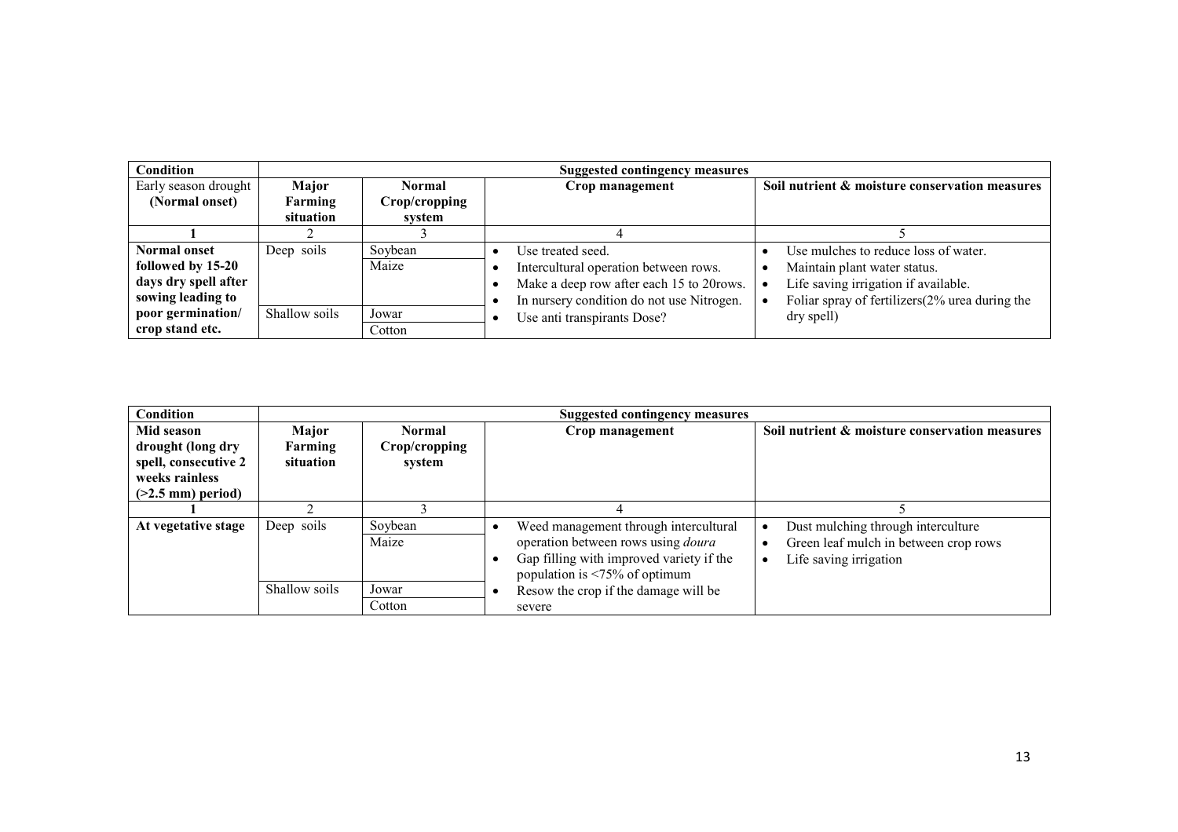| Condition | Suggested contingency measures | | | |
|---|---|---|---|---|
| Early season drought (Normal onset) | **Major Farming situation** | **Normal Crop/cropping system** | **Crop management** | **Soil nutrient & moisture conservation measures** |
| **1** | 2 | 3 | 4 | 5 |
| **Normal onset followed by 15-20 days dry spell after sowing leading to poor germination/ crop stand etc.** | Deep soils | Soybean<br>Maize | • Use treated seed.<br>• Intercultural operation between rows.<br>• Make a deep row after each 15 to 20rows.<br>• In nursery condition do not use Nitrogen.<br>• Use anti transpirants Dose? | • Use mulches to reduce loss of water.<br>• Maintain plant water status.<br>• Life saving irrigation if available.<br>• Foliar spray of fertilizers(2% urea during the dry spell) |
| | Shallow soils | Jowar<br>Cotton | | |

| Condition | Suggested contingency measures | | | |
|---|---|---|---|---|
| **Mid season drought (long dry spell, consecutive 2 weeks rainless (>2.5 mm) period)** | **Major Farming situation** | **Normal Crop/cropping system** | **Crop management** | **Soil nutrient & moisture conservation measures** |
| **1** | 2 | 3 | 4 | 5 |
| **At vegetative stage** | Deep soils | Soybean<br>Maize | • Weed management through intercultural operation between rows using *doura*<br>• Gap filling with improved variety if the population is <75% of optimum<br>• Resow the crop if the damage will be severe | • Dust mulching through interculture<br>• Green leaf mulch in between crop rows<br>• Life saving irrigation |
| | Shallow soils | Jowar<br>Cotton | | |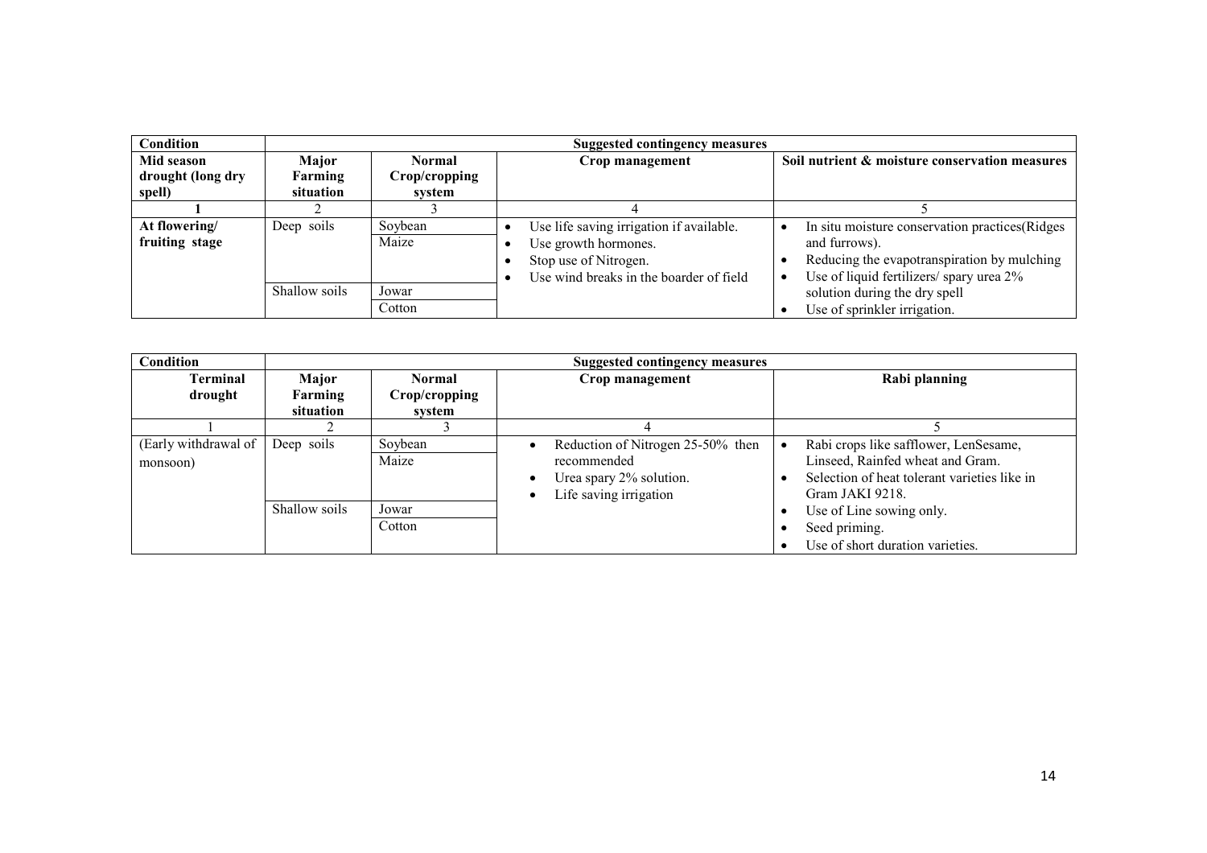| Condition | Suggested contingency measures | | | |
|---|---|---|---|---|
| **Mid season drought (long dry spell)** | **Major Farming situation** | **Normal Crop/cropping system** | **Crop management** | **Soil nutrient & moisture conservation measures** |
| **1** | 2 | 3 | 4 | 5 |
| **At flowering/ fruiting stage** | Deep soils | Soybean<br>Maize | • Use life saving irrigation if available.<br>• Use growth hormones.<br>• Stop use of Nitrogen.<br>• Use wind breaks in the boarder of field | • In situ moisture conservation practices(Ridges and furrows).<br>• Reducing the evapotranspiration by mulching<br>• Use of liquid fertilizers/ spary urea 2% solution during the dry spell<br>• Use of sprinkler irrigation. |
| | Shallow soils | Jowar<br>Cotton | | |

| Condition | Suggested contingency measures | | | |
|---|---|---|---|---|
| **Terminal drought** | **Major Farming situation** | **Normal Crop/cropping system** | **Crop management** | **Rabi planning** |
| 1 | 2 | 3 | 4 | 5 |
| (Early withdrawal of monsoon) | Deep soils | Soybean<br>Maize | • Reduction of Nitrogen 25-50% then recommended<br>• Urea spary 2% solution.<br>• Life saving irrigation | • Rabi crops like safflower, LenSesame, Linseed, Rainfed wheat and Gram.<br>• Selection of heat tolerant varieties like in Gram JAKI 9218.<br>• Use of Line sowing only.<br>• Seed priming.<br>• Use of short duration varieties. |
| | Shallow soils | Jowar<br>Cotton | | |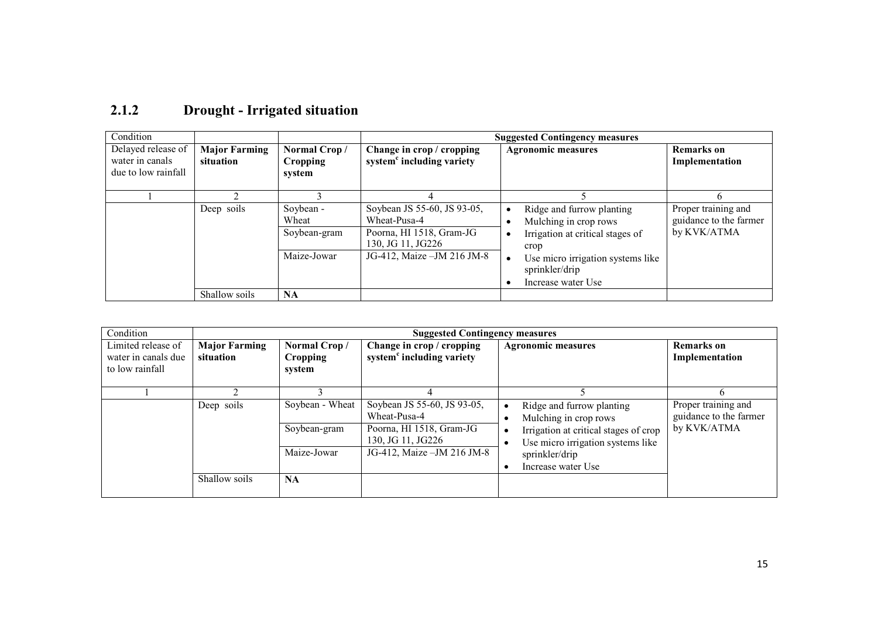## 2.1.2 Drought - Irrigated situation

| Condition | | | Suggested Contingency measures | | |
|---|---|---|---|---|---|
| Delayed release of water in canals due to low rainfall | **Major Farming situation** | **Normal Crop / Cropping system** | **Change in crop / cropping system[c] including variety** | **Agronomic measures** | **Remarks on Implementation** |
| 1 | 2 | 3 | 4 | 5 | 6 |
| | Deep soils | Soybean - Wheat | Soybean JS 55-60, JS 93-05, Wheat-Pusa-4 | • Ridge and furrow planting<br>• Mulching in crop rows<br>• Irrigation at critical stages of crop<br>• Use micro irrigation systems like sprinkler/drip<br>• Increase water Use | Proper training and guidance to the farmer by KVK/ATMA |
| | | Soybean-gram | Poorna, HI 1518, Gram-JG 130, JG 11, JG226 | | |
| | | Maize-Jowar | JG-412, Maize –JM 216 JM-8 | | |
| | Shallow soils | **NA** | | | |

| Condition | Suggested Contingency measures | | | | |
|---|---|---|---|---|---|
| Limited release of water in canals due to low rainfall | **Major Farming situation** | **Normal Crop / Cropping system** | **Change in crop / cropping system[c] including variety** | **Agronomic measures** | **Remarks on Implementation** |
| 1 | 2 | 3 | 4 | 5 | 6 |
| | Deep soils | Soybean - Wheat | Soybean JS 55-60, JS 93-05, Wheat-Pusa-4 | • Ridge and furrow planting<br>• Mulching in crop rows<br>• Irrigation at critical stages of crop<br>• Use micro irrigation systems like sprinkler/drip<br>• Increase water Use | Proper training and guidance to the farmer by KVK/ATMA |
| | | Soybean-gram | Poorna, HI 1518, Gram-JG 130, JG 11, JG226 | | |
| | | Maize-Jowar | JG-412, Maize –JM 216 JM-8 | | |
| | Shallow soils | **NA** | | | |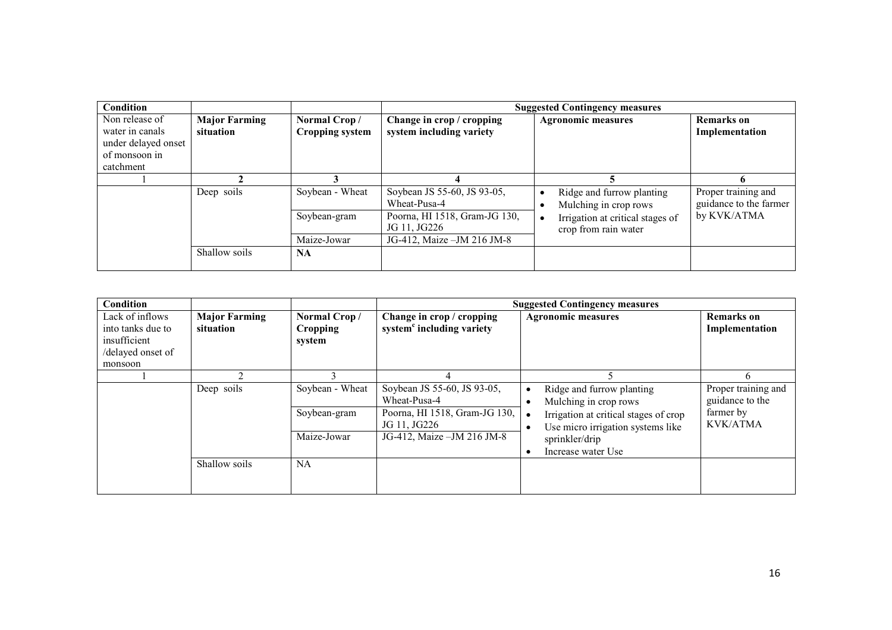| Condition | | | Suggested Contingency measures | | |
|---|---|---|---|---|---|
| Non release of water in canals under delayed onset of monsoon in catchment | **Major Farming situation** | **Normal Crop / Cropping system** | **Change in crop / cropping system including variety** | **Agronomic measures** | **Remarks on Implementation** |
| 1 | 2 | 3 | 4 | 5 | 6 |
| | Deep soils | Soybean - Wheat | Soybean JS 55-60, JS 93-05, Wheat-Pusa-4 | • Ridge and furrow planting<br>• Mulching in crop rows<br>• Irrigation at critical stages of crop from rain water | Proper training and guidance to the farmer by KVK/ATMA |
| | | Soybean-gram | Poorna, HI 1518, Gram-JG 130, JG 11, JG226 | | |
| | | Maize-Jowar | JG-412, Maize –JM 216 JM-8 | | |
| | Shallow soils | **NA** | | | |

| Condition | | | Suggested Contingency measures | | |
|---|---|---|---|---|---|
| Lack of inflows into tanks due to insufficient /delayed onset of monsoon | **Major Farming situation** | **Normal Crop / Cropping system** | **Change in crop / cropping system[c] including variety** | **Agronomic measures** | **Remarks on Implementation** |
| 1 | 2 | 3 | 4 | 5 | 6 |
| | Deep soils | Soybean - Wheat | Soybean JS 55-60, JS 93-05, Wheat-Pusa-4 | • Ridge and furrow planting<br>• Mulching in crop rows<br>• Irrigation at critical stages of crop<br>• Use micro irrigation systems like sprinkler/drip<br>• Increase water Use | Proper training and guidance to the farmer by KVK/ATMA |
| | | Soybean-gram | Poorna, HI 1518, Gram-JG 130, JG 11, JG226 | | |
| | | Maize-Jowar | JG-412, Maize –JM 216 JM-8 | | |
| | Shallow soils | NA | | | |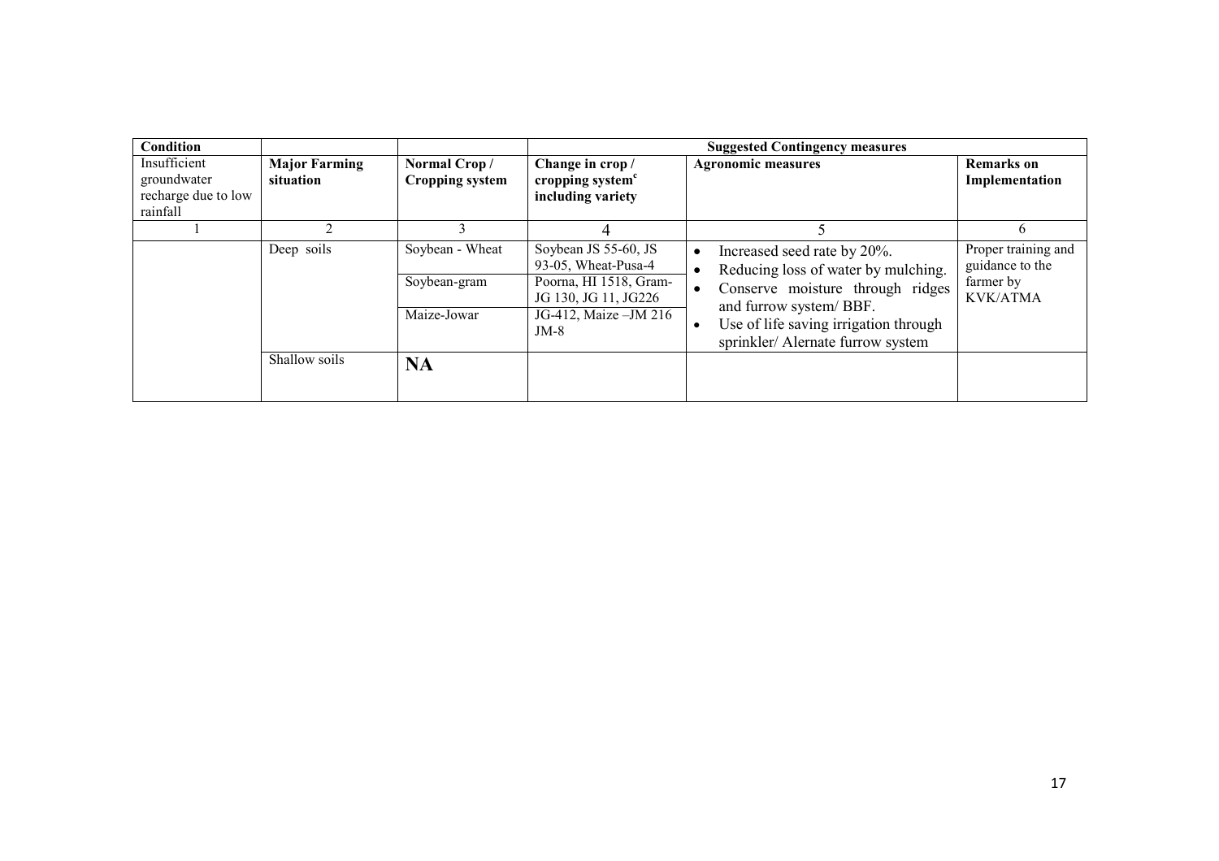| Condition | | | Suggested Contingency measures | | |
|---|---|---|---|---|---|
| Insufficient groundwater recharge due to low rainfall | **Major Farming situation** | **Normal Crop / Cropping system** | **Change in crop / cropping system[c] including variety** | **Agronomic measures** | **Remarks on Implementation** |
| 1 | 2 | 3 | 4 | 5 | 6 |
| | Deep soils | Soybean - Wheat | Soybean JS 55-60, JS 93-05, Wheat-Pusa-4 | • Increased seed rate by 20%.<br>• Reducing loss of water by mulching.<br>• Conserve moisture through ridges and furrow system/ BBF.<br>• Use of life saving irrigation through sprinkler/ Alernate furrow system | Proper training and guidance to the farmer by KVK/ATMA |
| | | Soybean-gram | Poorna, HI 1518, Gram-JG 130, JG 11, JG226 | | |
| | | Maize-Jowar | JG-412, Maize –JM 216 JM-8 | | |
| | Shallow soils | **NA** | | | |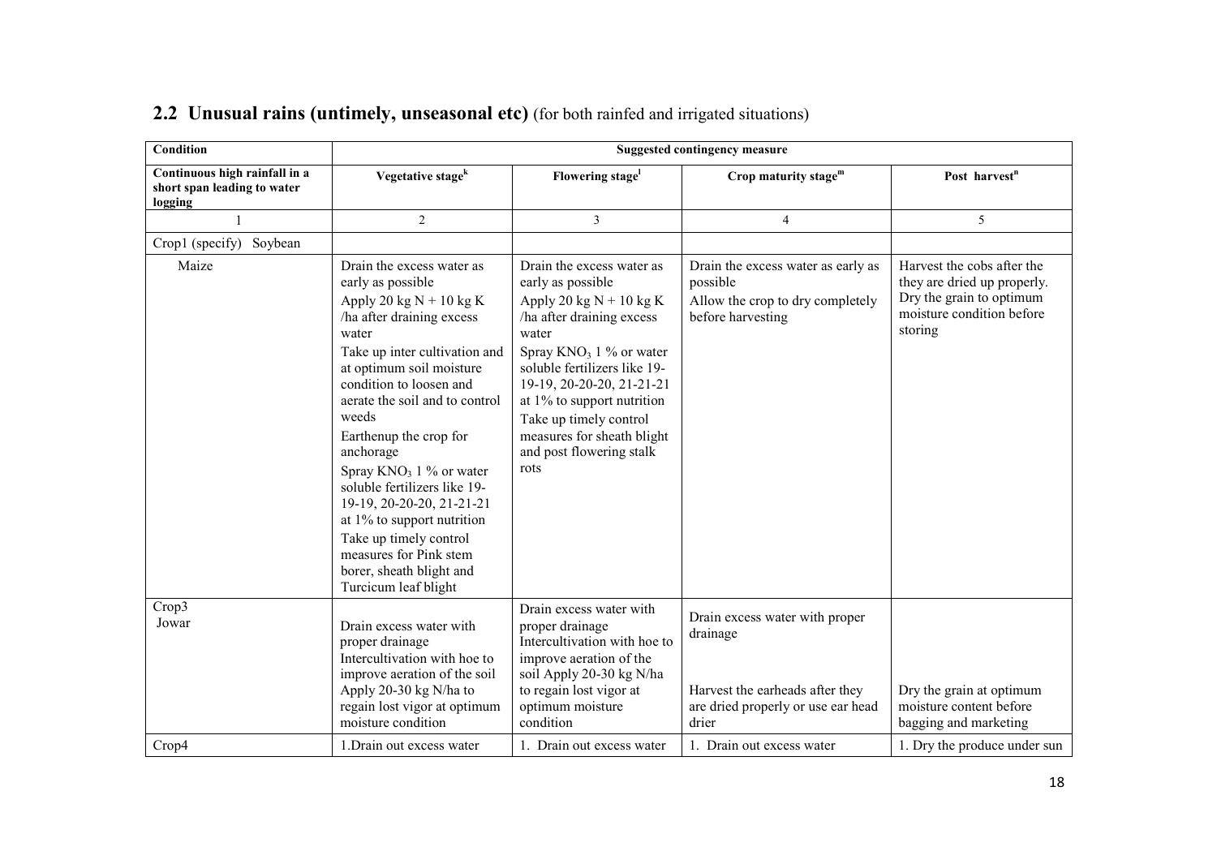## 2.2 Unusual rains (untimely, unseasonal etc) (for both rainfed and irrigated situations)

| Condition | Suggested contingency measure | | | |
|---|---|---|---|---|
| **Continuous high rainfall in a short span leading to water logging** | **Vegetative stage**[k] | **Flowering stage**[l] | **Crop maturity stage**[m] | **Post harvest**[n] |
| 1 | 2 | 3 | 4 | 5 |
| Crop1 (specify) Soybean | | | | |
| Maize | Drain the excess water as early as possible<br>Apply 20 kg N + 10 kg K /ha after draining excess water<br>Take up inter cultivation and at optimum soil moisture condition to loosen and aerate the soil and to control weeds<br>Earthenup the crop for anchorage<br>Spray $KNO_3$ 1 % or water soluble fertilizers like 19-19-19, 20-20-20, 21-21-21 at 1% to support nutrition<br>Take up timely control measures for Pink stem borer, sheath blight and Turcicum leaf blight | Drain the excess water as early as possible<br>Apply 20 kg N + 10 kg K /ha after draining excess water<br>Spray $KNO_3$ 1 % or water soluble fertilizers like 19-19-19, 20-20-20, 21-21-21 at 1% to support nutrition<br>Take up timely control measures for sheath blight and post flowering stalk rots | Drain the excess water as early as possible<br>Allow the crop to dry completely before harvesting | Harvest the cobs after the they are dried up properly. Dry the grain to optimum moisture condition before storing |
| Crop3<br>Jowar | Drain excess water with proper drainage<br>Intercultivation with hoe to improve aeration of the soil<br>Apply 20-30 kg N/ha to regain lost vigor at optimum moisture condition | Drain excess water with proper drainage<br>Intercultivation with hoe to improve aeration of the soil Apply 20-30 kg N/ha to regain lost vigor at optimum moisture condition | Drain excess water with proper drainage<br><br>Harvest the earheads after they are dried properly or use ear head drier | Dry the grain at optimum moisture content before bagging and marketing |
| Crop4 | 1.Drain out excess water | 1. Drain out excess water | 1. Drain out excess water | 1. Dry the produce under sun |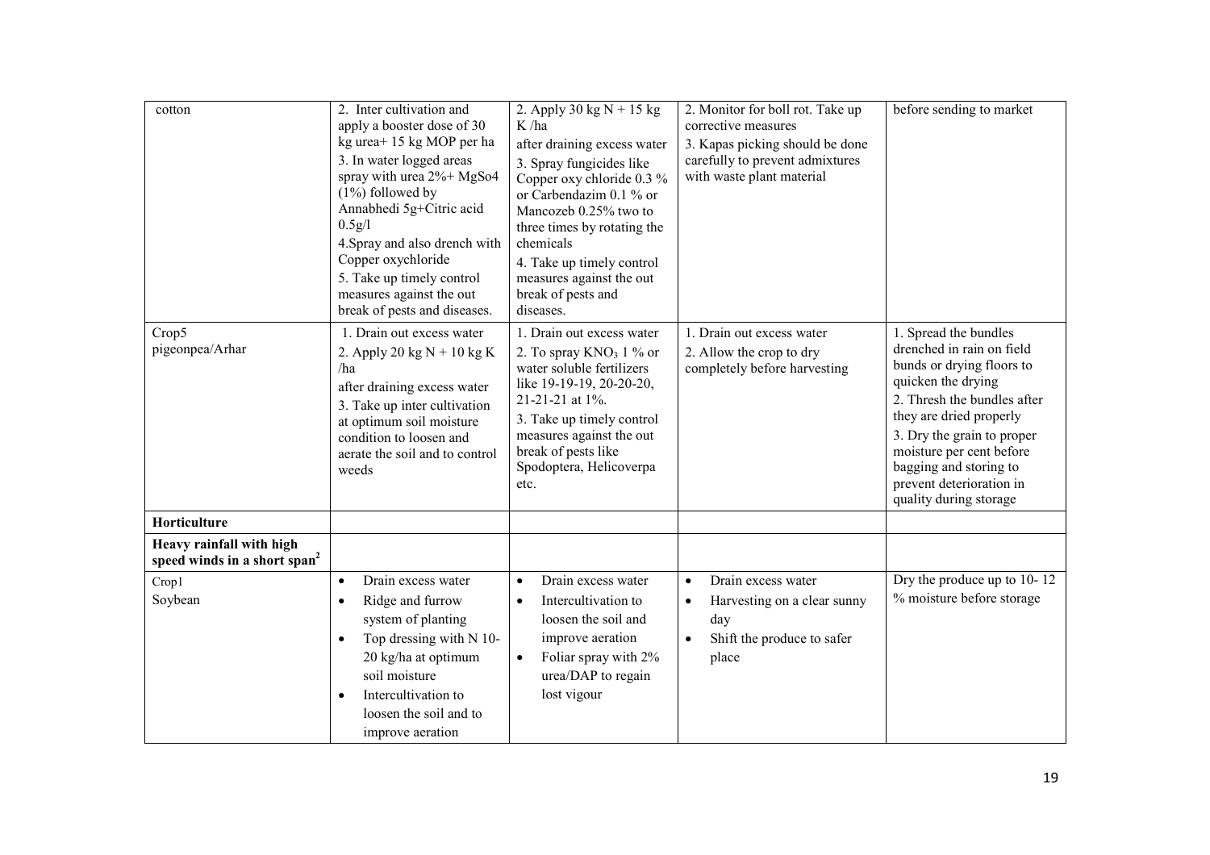| | | | | |
|---|---|---|---|---|
| cotton | 2. Inter cultivation and apply a booster dose of 30 kg urea+ 15 kg MOP per ha<br>3. In water logged areas spray with urea 2%+ MgSo4 (1%) followed by Annabhedi 5g+Citric acid 0.5g/l<br>4.Spray and also drench with Copper oxychloride<br>5. Take up timely control measures against the out break of pests and diseases. | 2. Apply 30 kg N + 15 kg K /ha after draining excess water<br>3. Spray fungicides like Copper oxy chloride 0.3 % or Carbendazim 0.1 % or Mancozeb 0.25% two to three times by rotating the chemicals<br>4. Take up timely control measures against the out break of pests and diseases. | 2. Monitor for boll rot. Take up corrective measures<br>3. Kapas picking should be done carefully to prevent admixtures with waste plant material | before sending to market |
| Crop5<br>pigeonpea/Arhar | 1. Drain out excess water<br>2. Apply 20 kg N + 10 kg K /ha after draining excess water<br>3. Take up inter cultivation at optimum soil moisture condition to loosen and aerate the soil and to control weeds | 1. Drain out excess water<br>2. To spray $KNO_3$ 1 % or water soluble fertilizers like 19-19-19, 20-20-20, 21-21-21 at 1%.<br>3. Take up timely control measures against the out break of pests like Spodoptera, Helicoverpa etc. | 1. Drain out excess water<br>2. Allow the crop to dry completely before harvesting | 1. Spread the bundles drenched in rain on field bunds or drying floors to quicken the drying<br>2. Thresh the bundles after they are dried properly<br>3. Dry the grain to proper moisture per cent before bagging and storing to prevent deterioration in quality during storage |
| **Horticulture** | | | | |
| **Heavy rainfall with high speed winds in a short span**[2] | | | | |
| Crop1<br>Soybean | • Drain excess water<br>• Ridge and furrow system of planting<br>• Top dressing with N 10-20 kg/ha at optimum soil moisture<br>• Intercultivation to loosen the soil and to improve aeration | • Drain excess water<br>• Intercultivation to loosen the soil and improve aeration<br>• Foliar spray with 2% urea/DAP to regain lost vigour | • Drain excess water<br>• Harvesting on a clear sunny day<br>• Shift the produce to safer place | Dry the produce up to 10- 12 % moisture before storage |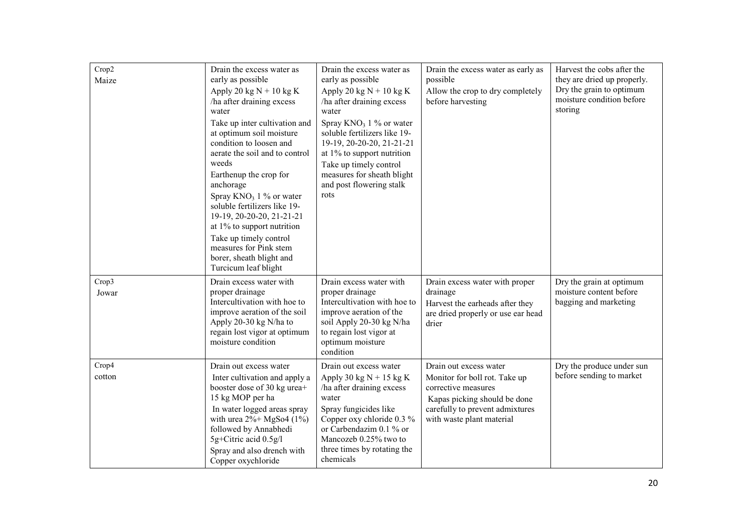| | | | | |
|---|---|---|---|---|
| Crop2<br>Maize | Drain the excess water as early as possible<br>Apply 20 kg N + 10 kg K /ha after draining excess water<br>Take up inter cultivation and at optimum soil moisture condition to loosen and aerate the soil and to control weeds<br>Earthenup the crop for anchorage<br>Spray $KNO_3$ 1 % or water soluble fertilizers like 19-19-19, 20-20-20, 21-21-21 at 1% to support nutrition<br>Take up timely control measures for Pink stem borer, sheath blight and Turcicum leaf blight | Drain the excess water as early as possible<br>Apply 20 kg N + 10 kg K /ha after draining excess water<br>Spray $KNO_3$ 1 % or water soluble fertilizers like 19-19-19, 20-20-20, 21-21-21 at 1% to support nutrition<br>Take up timely control measures for sheath blight and post flowering stalk rots | Drain the excess water as early as possible<br>Allow the crop to dry completely before harvesting | Harvest the cobs after the they are dried up properly. Dry the grain to optimum moisture condition before storing |
| Crop3<br>Jowar | Drain excess water with proper drainage<br>Intercultivation with hoe to improve aeration of the soil Apply 20-30 kg N/ha to regain lost vigor at optimum moisture condition | Drain excess water with proper drainage<br>Intercultivation with hoe to improve aeration of the soil Apply 20-30 kg N/ha to regain lost vigor at optimum moisture condition | Drain excess water with proper drainage<br>Harvest the earheads after they are dried properly or use ear head drier | Dry the grain at optimum moisture content before bagging and marketing |
| Crop4<br>cotton | Drain out excess water<br>Inter cultivation and apply a booster dose of 30 kg urea+ 15 kg MOP per ha<br>In water logged areas spray with urea 2%+ $MgSo_4$ (1%) followed by Annabhedi 5g+Citric acid 0.5g/l<br>Spray and also drench with Copper oxychloride | Drain out excess water<br>Apply 30 kg N + 15 kg K /ha after draining excess water<br>Spray fungicides like Copper oxy chloride 0.3 % or Carbendazim 0.1 % or Mancozeb 0.25% two to three times by rotating the chemicals | Drain out excess water<br>Monitor for boll rot. Take up corrective measures<br>Kapas picking should be done carefully to prevent admixtures with waste plant material | Dry the produce under sun before sending to market |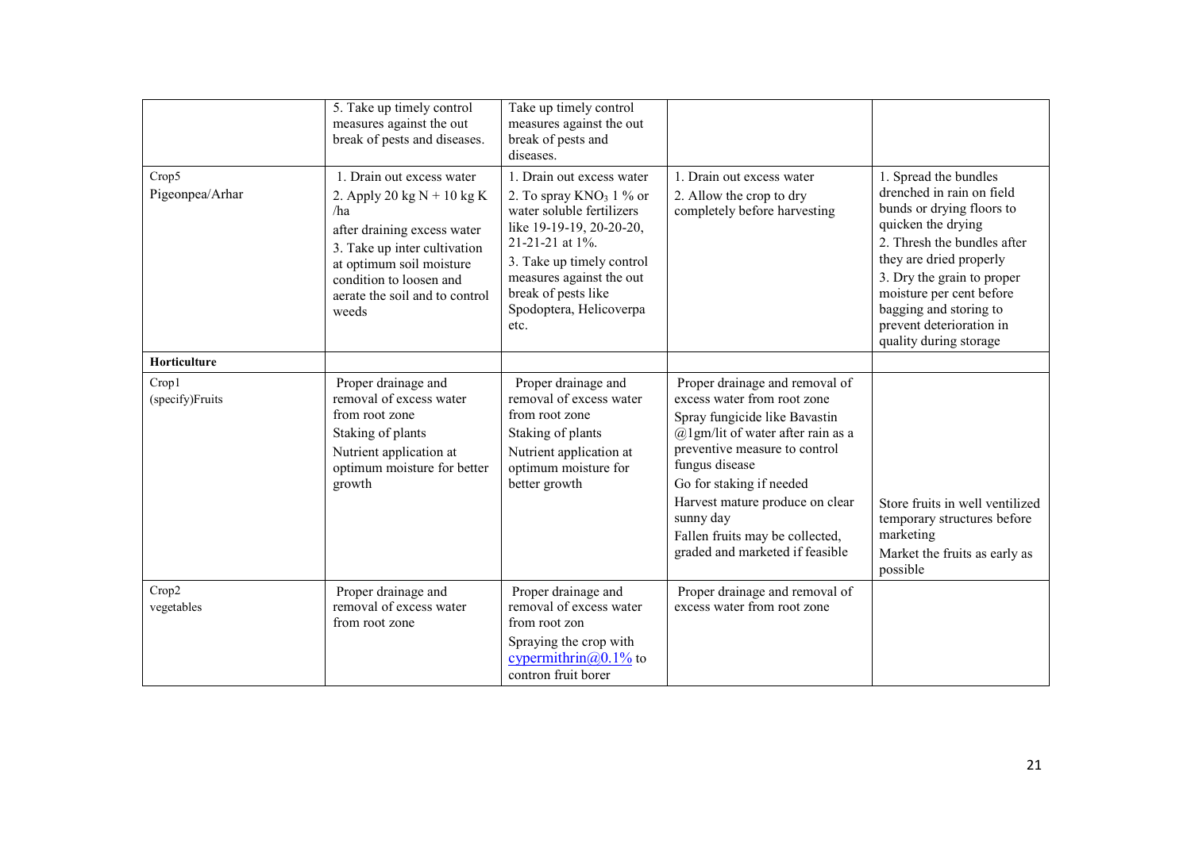| | | | | |
|---|---|---|---|---|
| | 5. Take up timely control measures against the out break of pests and diseases. | Take up timely control measures against the out break of pests and diseases. | | |
| Crop5<br>Pigeonpea/Arhar | 1. Drain out excess water<br>2. Apply 20 kg N + 10 kg K /ha after draining excess water<br>3. Take up inter cultivation at optimum soil moisture condition to loosen and aerate the soil and to control weeds | 1. Drain out excess water<br>2. To spray $KNO_3$ 1 % or water soluble fertilizers like 19-19-19, 20-20-20, 21-21-21 at 1%.<br>3. Take up timely control measures against the out break of pests like Spodoptera, Helicoverpa etc. | 1. Drain out excess water<br>2. Allow the crop to dry completely before harvesting | 1. Spread the bundles drenched in rain on field bunds or drying floors to quicken the drying<br>2. Thresh the bundles after they are dried properly<br>3. Dry the grain to proper moisture per cent before bagging and storing to prevent deterioration in quality during storage |
| **Horticulture** | | | | |
| Crop1<br>(specify)Fruits | Proper drainage and removal of excess water from root zone<br>Staking of plants<br>Nutrient application at optimum moisture for better growth | Proper drainage and removal of excess water from root zone<br>Staking of plants<br>Nutrient application at optimum moisture for better growth | Proper drainage and removal of excess water from root zone<br>Spray fungicide like Bavastin @1gm/lit of water after rain as a preventive measure to control fungus disease<br>Go for staking if needed<br>Harvest mature produce on clear sunny day<br>Fallen fruits may be collected, graded and marketed if feasible | Store fruits in well ventilized temporary structures before marketing<br>Market the fruits as early as possible |
| Crop2<br>vegetables | Proper drainage and removal of excess water from root zone | Proper drainage and removal of excess water from root zon<br>Spraying the crop with cypermithrin@0.1% to contron fruit borer | Proper drainage and removal of excess water from root zone | |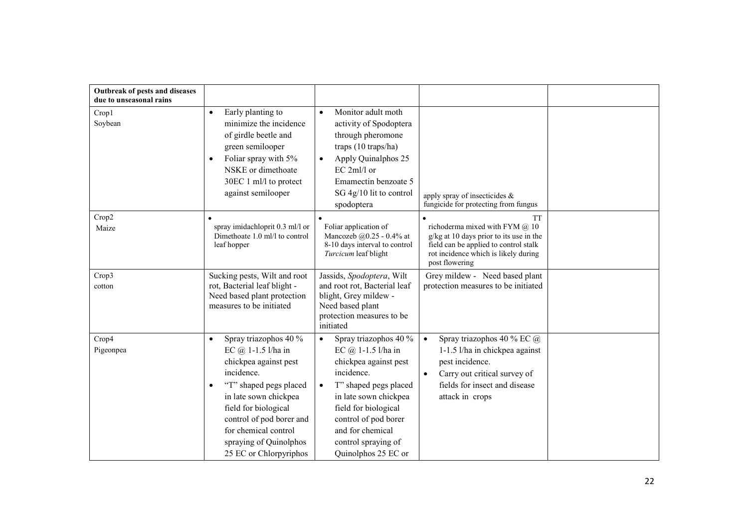| Outbreak of pests and diseases due to unseasonal rains | | | | |
|---|---|---|---|---|
| Crop1<br>Soybean | • Early planting to minimize the incidence of girdle beetle and green semilooper<br>• Foliar spray with 5% NSKE or dimethoate 30EC 1 ml/l to protect against semilooper | • Monitor adult moth activity of Spodoptera through pheromone traps (10 traps/ha)<br>• Apply Quinalphos 25 EC 2ml/l or Emamectin benzoate 5 SG 4g/10 lit to control spodoptera | apply spray of insecticides & fungicide for protecting from fungus | |
| Crop2<br>Maize | • spray imidachlopritt 0.3 ml/l or Dimethoate 1.0 ml/l to control leaf hopper | • Foliar application of Mancozeb @0.25 - 0.4% at 8-10 days interval to control *Turcicum* leaf blight | • TT richoderma mixed with FYM @ 10 g/kg at 10 days prior to its use in the field can be applied to control stalk rot incidence which is likely during post flowering | |
| Crop3<br>cotton | Sucking pests, Wilt and root rot, Bacterial leaf blight - Need based plant protection measures to be initiated | Jassids, *Spodoptera*, Wilt and root rot, Bacterial leaf blight, Grey mildew - Need based plant protection measures to be initiated | Grey mildew - Need based plant protection measures to be initiated | |
| Crop4<br>Pigeonpea | • Spray triazophos 40 % EC @ 1-1.5 l/ha in chickpea against pest incidence.<br>• "T" shaped pegs placed in late sown chickpea field for biological control of pod borer and for chemical control spraying of Quinolphos 25 EC or Chlorpyriphos | • Spray triazophos 40 % EC @ 1-1.5 l/ha in chickpea against pest incidence.<br>• T" shaped pegs placed in late sown chickpea field for biological control of pod borer and for chemical control spraying of Quinolphos 25 EC or | • Spray triazophos 40 % EC @ 1-1.5 l/ha in chickpea against pest incidence.<br>• Carry out critical survey of fields for insect and disease attack in crops | |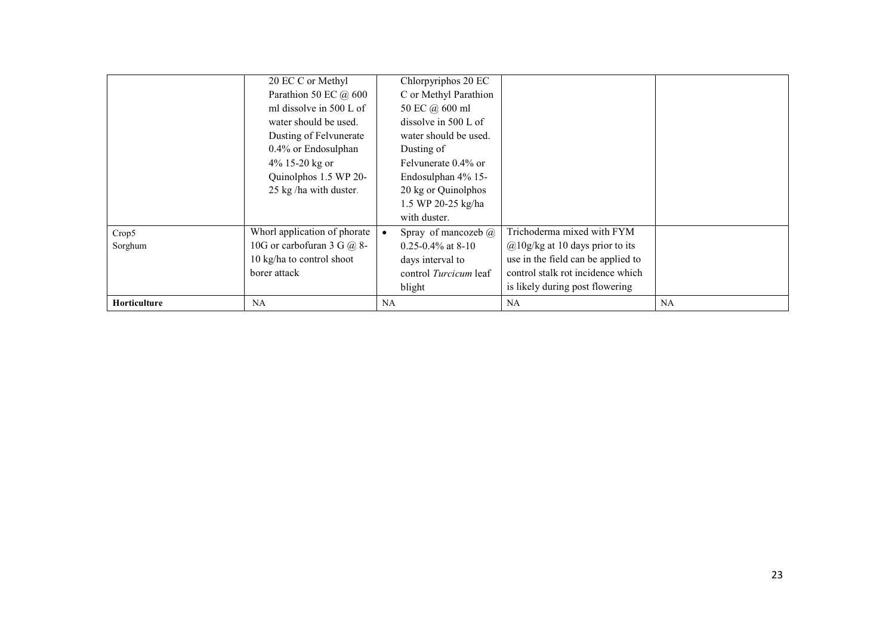| | | | | |
|---|---|---|---|---|
| | 20 EC C or Methyl Parathion 50 EC @ 600 ml dissolve in 500 L of water should be used. Dusting of Felvunerate 0.4% or Endosulphan 4% 15-20 kg or Quinolphos 1.5 WP 20-25 kg /ha with duster. | Chlorpyriphos 20 EC C or Methyl Parathion 50 EC @ 600 ml dissolve in 500 L of water should be used. Dusting of Felvunerate 0.4% or Endosulphan 4% 15-20 kg or Quinolphos 1.5 WP 20-25 kg/ha with duster. | | |
| Crop5 Sorghum | Whorl application of phorate 10G or carbofuran 3 G @ 8-10 kg/ha to control shoot borer attack | • Spray of mancozeb @ 0.25-0.4% at 8-10 days interval to control *Turcicum* leaf blight | Trichoderma mixed with FYM @10g/kg at 10 days prior to its use in the field can be applied to control stalk rot incidence which is likely during post flowering | |
| **Horticulture** | NA | NA | NA | NA |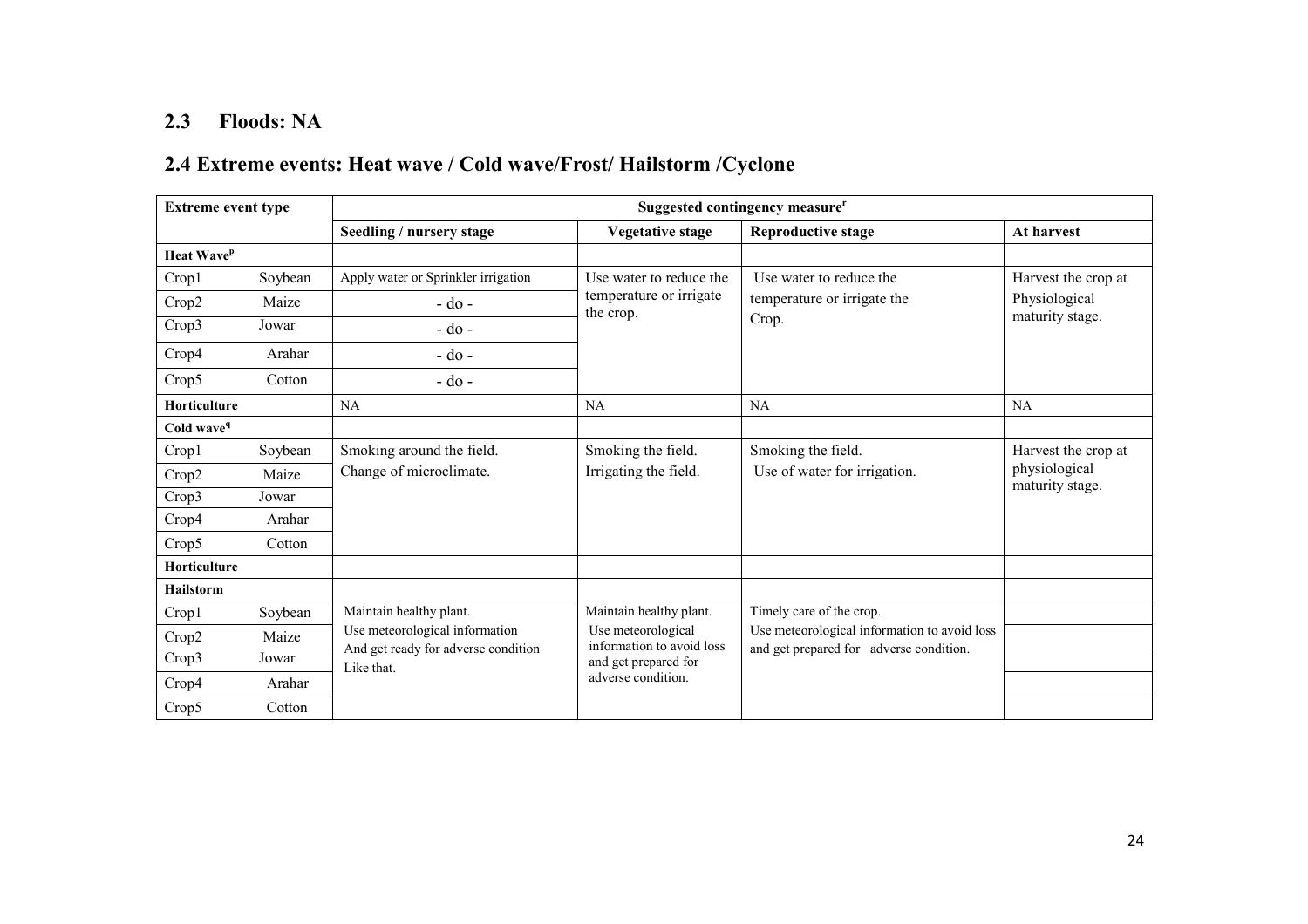## 2.3 Floods: NA

## 2.4 Extreme events: Heat wave / Cold wave/Frost/ Hailstorm /Cyclone

| Extreme event type | | Suggested contingency measure[r] | | | |
|---|---|---|---|---|---|
| | | Seedling / nursery stage | Vegetative stage | Reproductive stage | At harvest |
| **Heat Wave[p]** | | | | | |
| Crop1 | Soybean | Apply water or Sprinkler irrigation | Use water to reduce the temperature or irrigate the crop. | Use water to reduce the temperature or irrigate the Crop. | Harvest the crop at Physiological maturity stage. |
| Crop2 | Maize | - do - | | | |
| Crop3 | Jowar | - do - | | | |
| Crop4 | Arahar | - do - | | | |
| Crop5 | Cotton | - do - | | | |
| **Horticulture** | | NA | NA | NA | NA |
| **Cold wave[q]** | | | | | |
| Crop1 | Soybean | Smoking around the field. Change of microclimate. | Smoking the field. Irrigating the field. | Smoking the field. Use of water for irrigation. | Harvest the crop at physiological maturity stage. |
| Crop2 | Maize | | | | |
| Crop3 | Jowar | | | | |
| Crop4 | Arahar | | | | |
| Crop5 | Cotton | | | | |
| **Horticulture** | | | | | |
| **Hailstorm** | | | | | |
| Crop1 | Soybean | Maintain healthy plant. Use meteorological information And get ready for adverse condition Like that. | Maintain healthy plant. Use meteorological information to avoid loss and get prepared for adverse condition. | Timely care of the crop. Use meteorological information to avoid loss and get prepared for adverse condition. | |
| Crop2 | Maize | | | | |
| Crop3 | Jowar | | | | |
| Crop4 | Arahar | | | | |
| Crop5 | Cotton | | | | |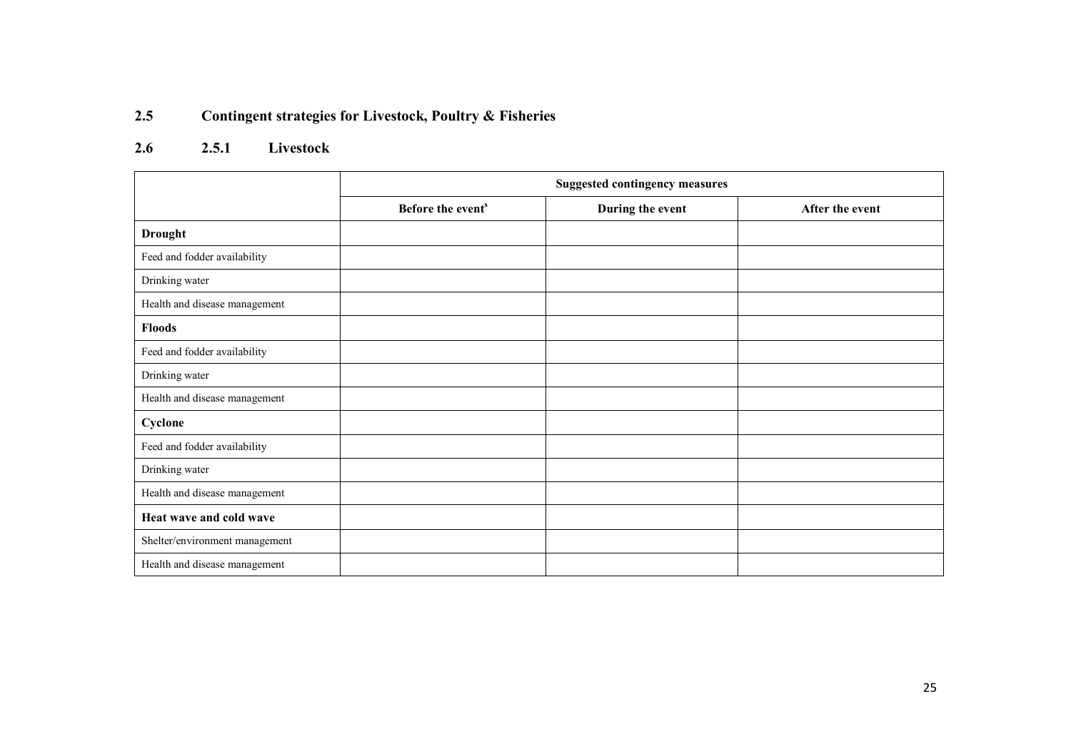## 2.5 Contingent strategies for Livestock, Poultry & Fisheries

### 2.6 2.5.1 Livestock

| | Suggested contingency measures | | |
|---|---|---|---|
| | Before the event[s] | During the event | After the event |
| **Drought** | | | |
| Feed and fodder availability | | | |
| Drinking water | | | |
| Health and disease management | | | |
| **Floods** | | | |
| Feed and fodder availability | | | |
| Drinking water | | | |
| Health and disease management | | | |
| **Cyclone** | | | |
| Feed and fodder availability | | | |
| Drinking water | | | |
| Health and disease management | | | |
| **Heat wave and cold wave** | | | |
| Shelter/environment management | | | |
| Health and disease management | | | |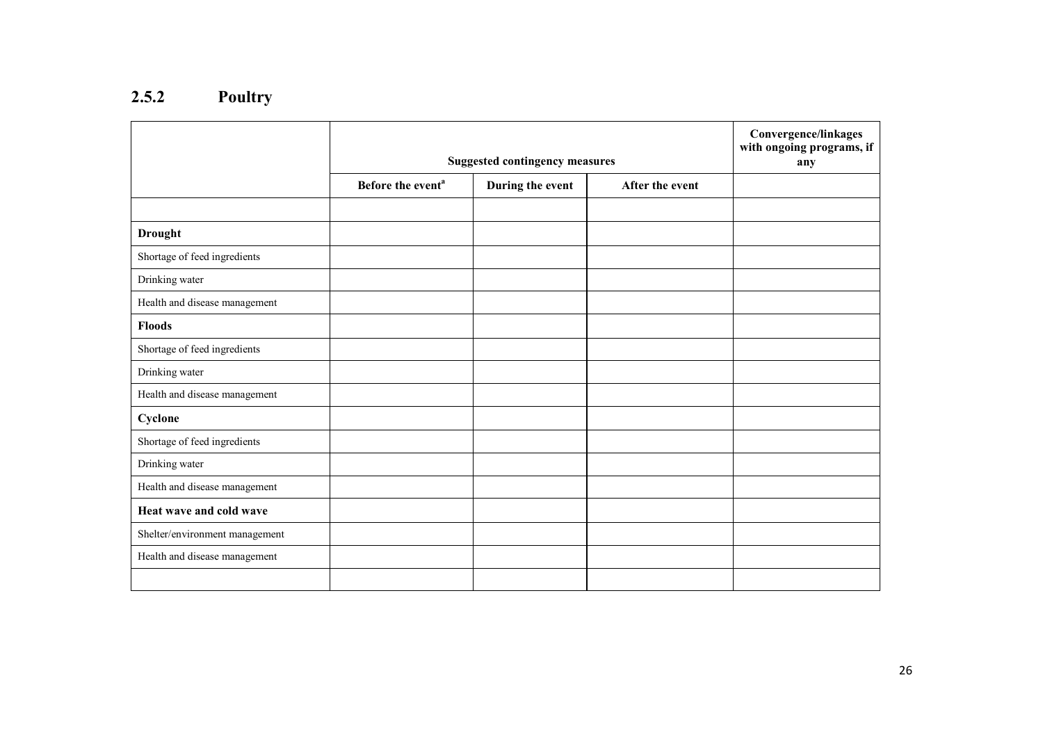## 2.5.2 Poultry

| | Suggested contingency measures | | | Convergence/linkages with ongoing programs, if any |
|---|---|---|---|---|
| | Before the event[a] | During the event | After the event | |
| | | | | |
| **Drought** | | | | |
| Shortage of feed ingredients | | | | |
| Drinking water | | | | |
| Health and disease management | | | | |
| **Floods** | | | | |
| Shortage of feed ingredients | | | | |
| Drinking water | | | | |
| Health and disease management | | | | |
| **Cyclone** | | | | |
| Shortage of feed ingredients | | | | |
| Drinking water | | | | |
| Health and disease management | | | | |
| **Heat wave and cold wave** | | | | |
| Shelter/environment management | | | | |
| Health and disease management | | | | |
| | | | | |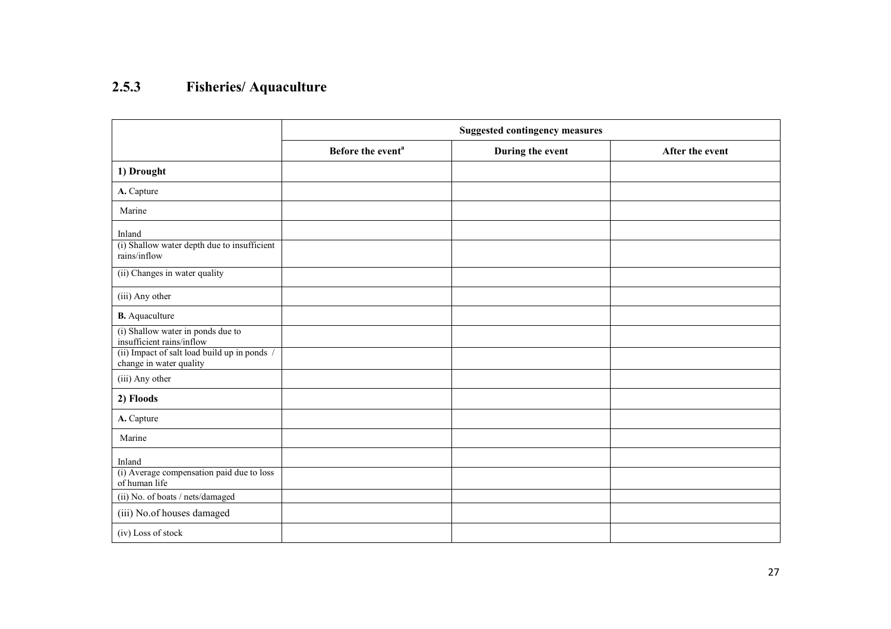## 2.5.3 Fisheries/ Aquaculture

| | Suggested contingency measures | | |
|---|---|---|---|
| | Before the event[a] | During the event | After the event |
| **1) Drought** | | | |
| **A.** Capture | | | |
| Marine | | | |
| Inland | | | |
| (i) Shallow water depth due to insufficient rains/inflow | | | |
| (ii) Changes in water quality | | | |
| (iii) Any other | | | |
| **B.** Aquaculture | | | |
| (i) Shallow water in ponds due to insufficient rains/inflow | | | |
| (ii) Impact of salt load build up in ponds / change in water quality | | | |
| (iii) Any other | | | |
| **2) Floods** | | | |
| **A.** Capture | | | |
| Marine | | | |
| Inland | | | |
| (i) Average compensation paid due to loss of human life | | | |
| (ii) No. of boats / nets/damaged | | | |
| (iii) No.of houses damaged | | | |
| (iv) Loss of stock | | | |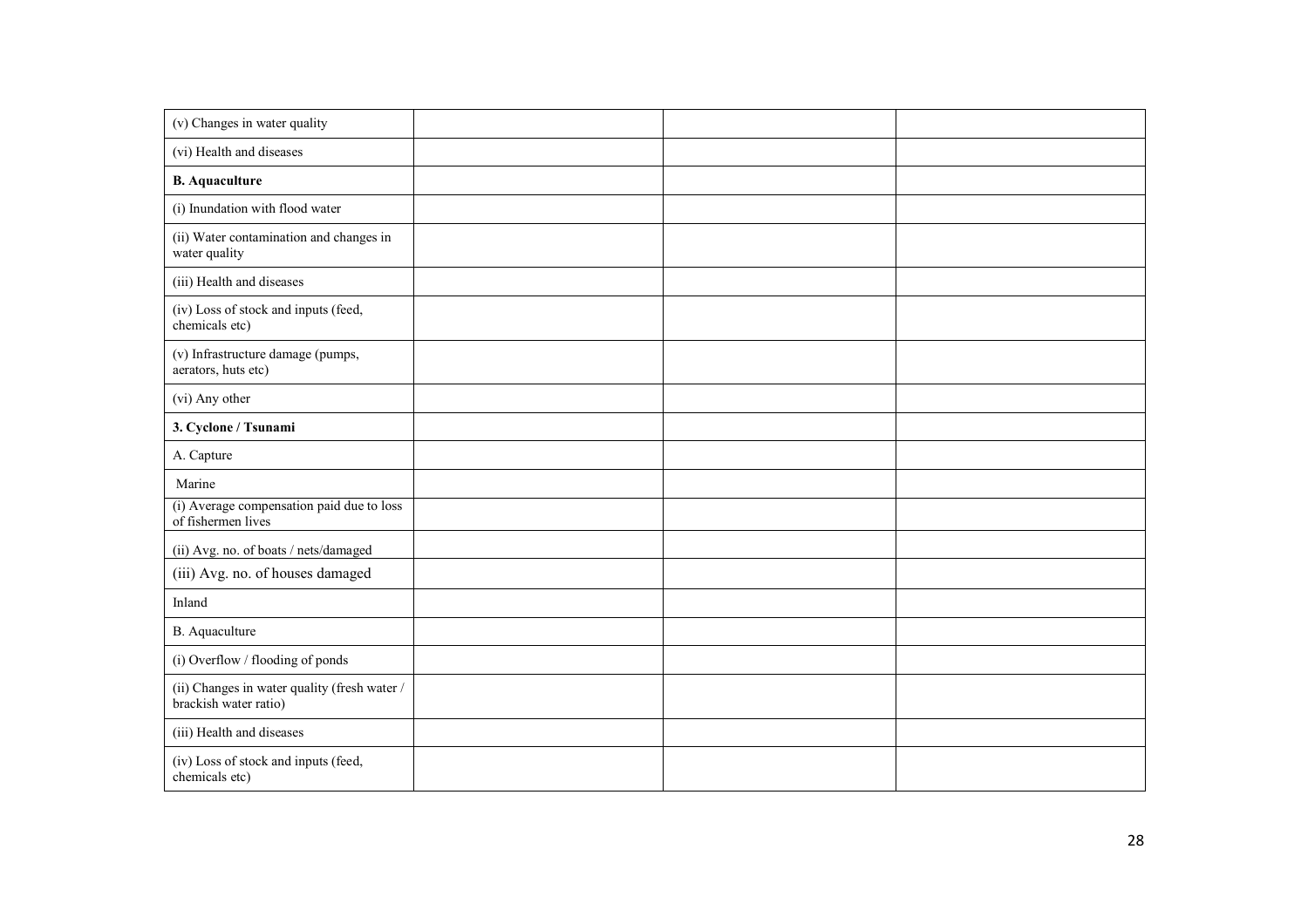| | | | |
|---|---|---|---|
| (v) Changes in water quality | | | |
| (vi) Health and diseases | | | |
| **B. Aquaculture** | | | |
| (i) Inundation with flood water | | | |
| (ii) Water contamination and changes in water quality | | | |
| (iii) Health and diseases | | | |
| (iv) Loss of stock and inputs (feed, chemicals etc) | | | |
| (v) Infrastructure damage (pumps, aerators, huts etc) | | | |
| (vi) Any other | | | |
| **3. Cyclone / Tsunami** | | | |
| A. Capture | | | |
| Marine | | | |
| (i) Average compensation paid due to loss of fishermen lives | | | |
| (ii) Avg. no. of boats / nets/damaged | | | |
| (iii) Avg. no. of houses damaged | | | |
| Inland | | | |
| B. Aquaculture | | | |
| (i) Overflow / flooding of ponds | | | |
| (ii) Changes in water quality (fresh water / brackish water ratio) | | | |
| (iii) Health and diseases | | | |
| (iv) Loss of stock and inputs (feed, chemicals etc) | | | |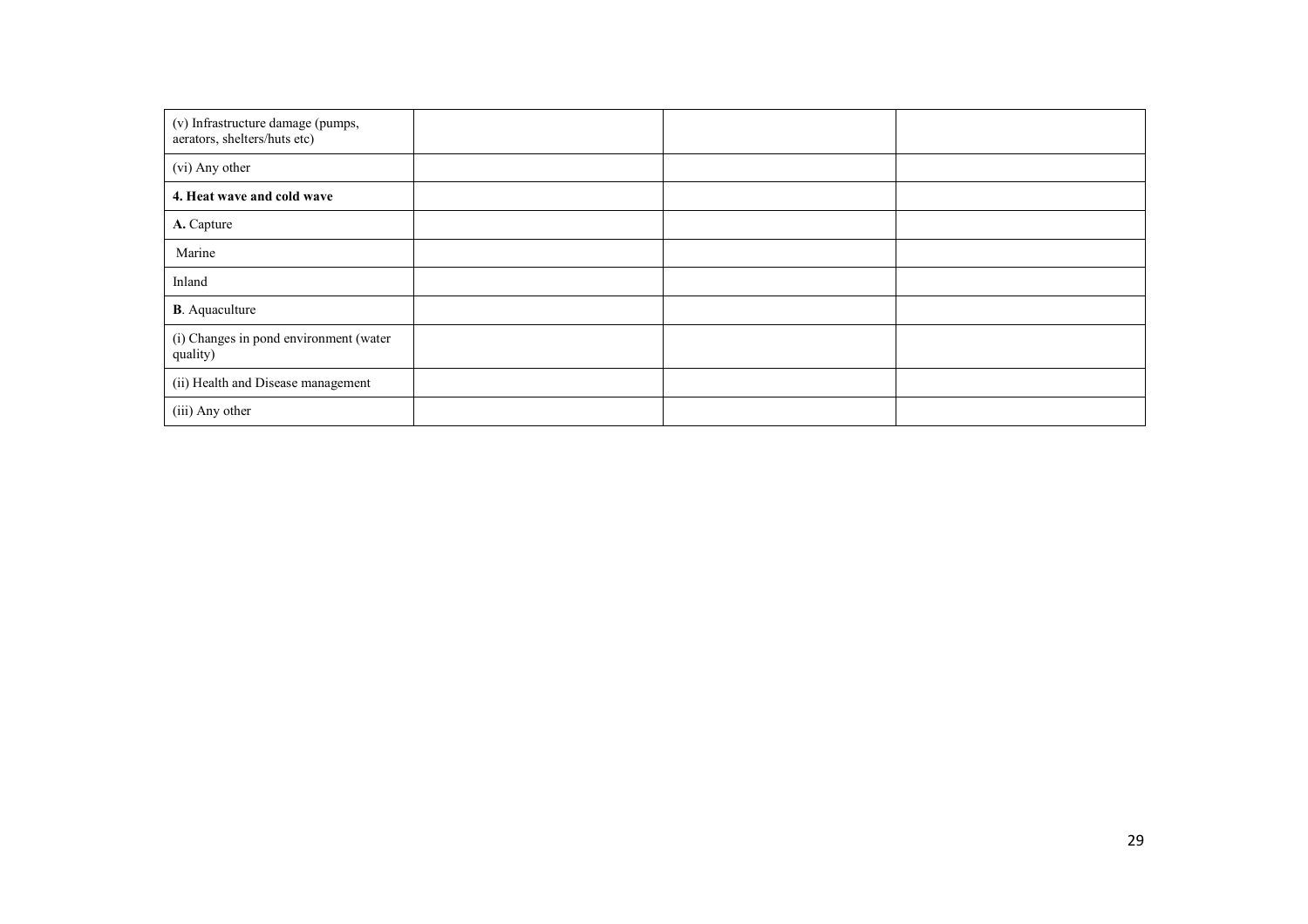| | | | |
|---|---|---|---|
| (v) Infrastructure damage (pumps, aerators, shelters/huts etc) | | | |
| (vi) Any other | | | |
| **4. Heat wave and cold wave** | | | |
| **A.** Capture | | | |
| Marine | | | |
| Inland | | | |
| **B**. Aquaculture | | | |
| (i) Changes in pond environment (water quality) | | | |
| (ii) Health and Disease management | | | |
| (iii) Any other | | | |